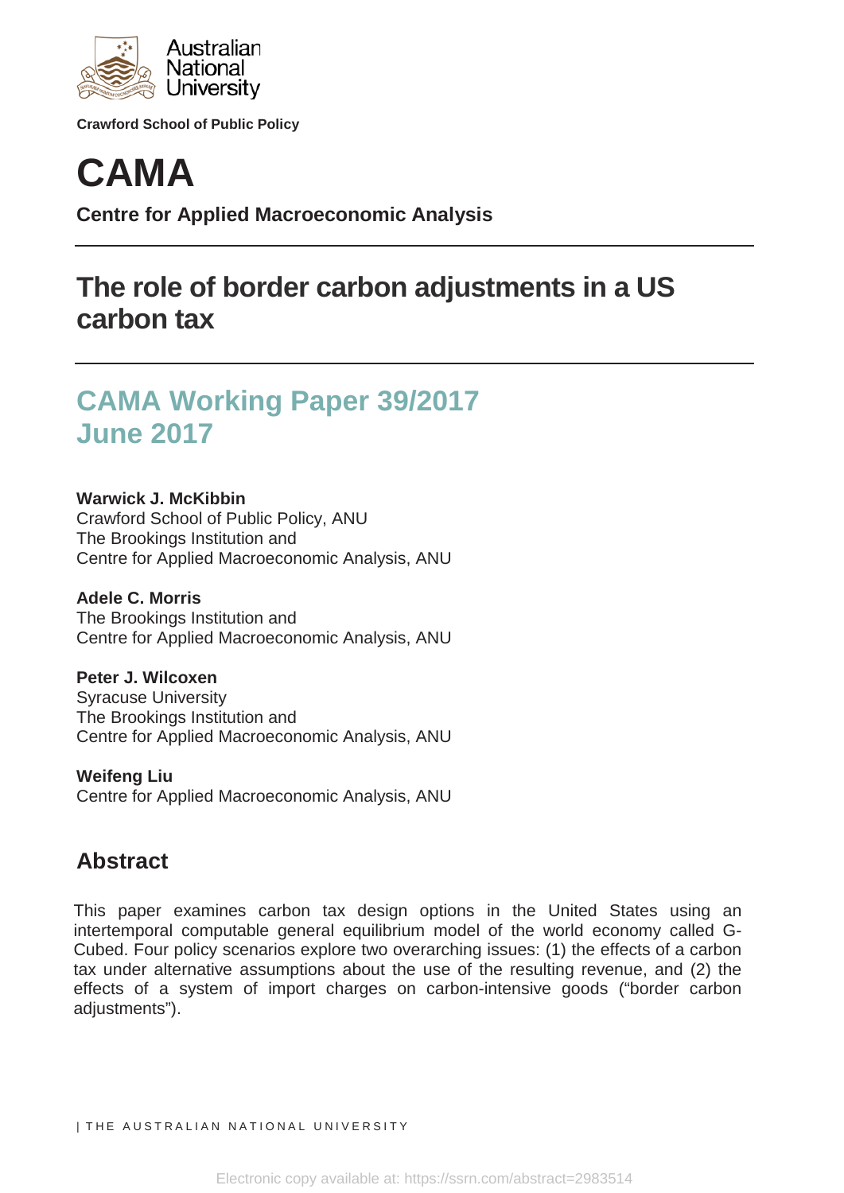Australian National University

**Crawford School of Public Policy**

# CAMA

**Centre for Applied Macroeconomic Analysis**

## The role of border carbon adjustments in a US carbon tax

## CAMA Working Paper 39/2017
## June 2017

**Warwick J. McKibbin**
Crawford School of Public Policy, ANU
The Brookings Institution and
Centre for Applied Macroeconomic Analysis, ANU

**Adele C. Morris**
The Brookings Institution and
Centre for Applied Macroeconomic Analysis, ANU

**Peter J. Wilcoxen**
Syracuse University
The Brookings Institution and
Centre for Applied Macroeconomic Analysis, ANU

**Weifeng Liu**
Centre for Applied Macroeconomic Analysis, ANU

## Abstract

This paper examines carbon tax design options in the United States using an intertemporal computable general equilibrium model of the world economy called G-Cubed. Four policy scenarios explore two overarching issues: (1) the effects of a carbon tax under alternative assumptions about the use of the resulting revenue, and (2) the effects of a system of import charges on carbon-intensive goods ("border carbon adjustments").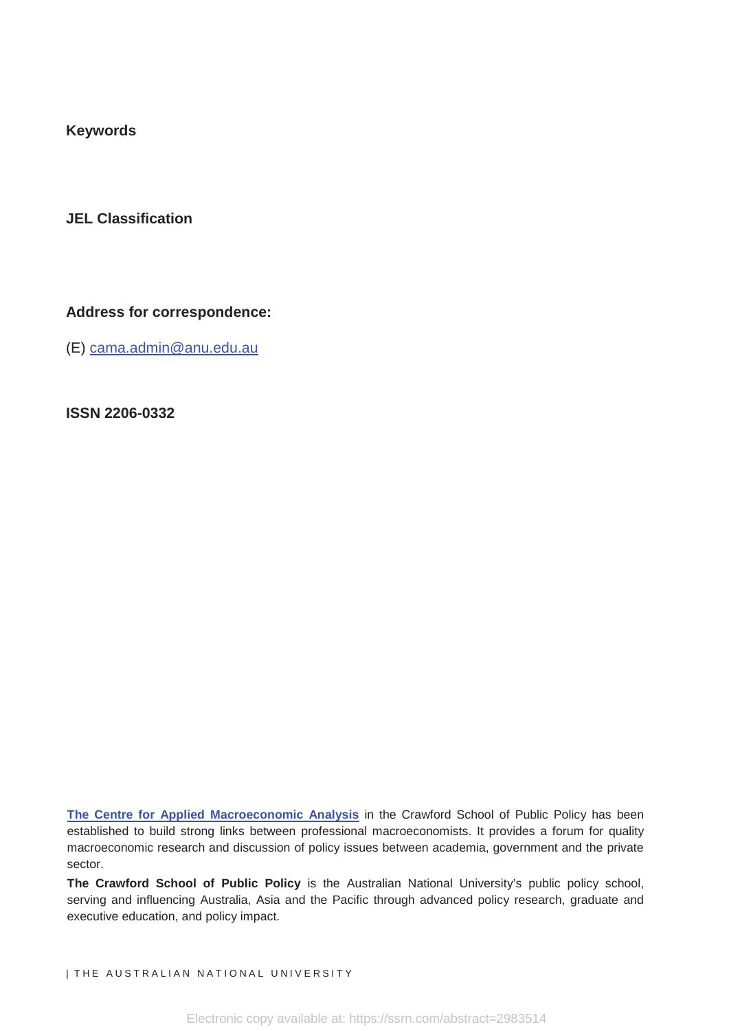**Keywords**

**JEL Classification**

**Address for correspondence:**

(E) cama.admin@anu.edu.au

**ISSN 2206-0332**

**The Centre for Applied Macroeconomic Analysis** in the Crawford School of Public Policy has been established to build strong links between professional macroeconomists. It provides a forum for quality macroeconomic research and discussion of policy issues between academia, government and the private sector.

**The Crawford School of Public Policy** is the Australian National University's public policy school, serving and influencing Australia, Asia and the Pacific through advanced policy research, graduate and executive education, and policy impact.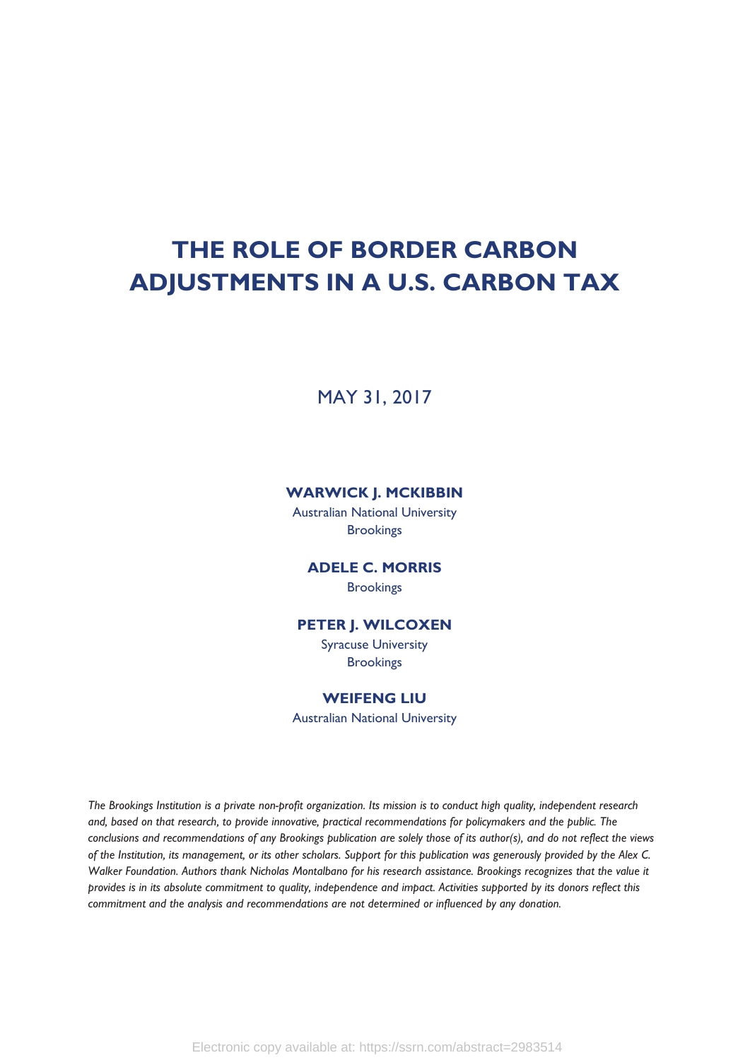# THE ROLE OF BORDER CARBON ADJUSTMENTS IN A U.S. CARBON TAX

MAY 31, 2017

**WARWICK J. MCKIBBIN**
Australian National University
Brookings

**ADELE C. MORRIS**
Brookings

**PETER J. WILCOXEN**
Syracuse University
Brookings

**WEIFENG LIU**
Australian National University

*The Brookings Institution is a private non-profit organization. Its mission is to conduct high quality, independent research and, based on that research, to provide innovative, practical recommendations for policymakers and the public. The conclusions and recommendations of any Brookings publication are solely those of its author(s), and do not reflect the views of the Institution, its management, or its other scholars. Support for this publication was generously provided by the Alex C. Walker Foundation. Authors thank Nicholas Montalbano for his research assistance. Brookings recognizes that the value it provides is in its absolute commitment to quality, independence and impact. Activities supported by its donors reflect this commitment and the analysis and recommendations are not determined or influenced by any donation.*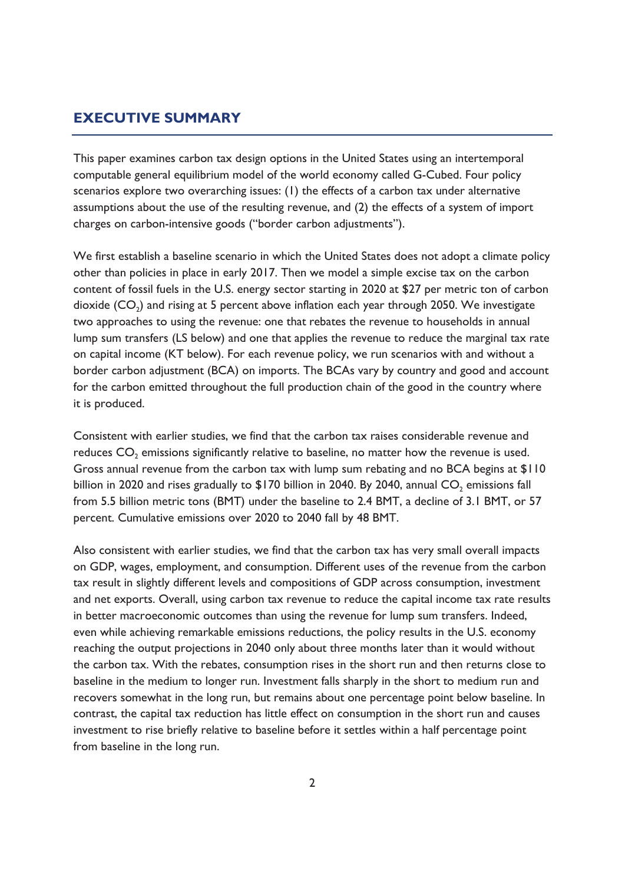## EXECUTIVE SUMMARY

This paper examines carbon tax design options in the United States using an intertemporal computable general equilibrium model of the world economy called G-Cubed. Four policy scenarios explore two overarching issues: (1) the effects of a carbon tax under alternative assumptions about the use of the resulting revenue, and (2) the effects of a system of import charges on carbon-intensive goods ("border carbon adjustments").

We first establish a baseline scenario in which the United States does not adopt a climate policy other than policies in place in early 2017. Then we model a simple excise tax on the carbon content of fossil fuels in the U.S. energy sector starting in 2020 at $27 per metric ton of carbon dioxide ($CO_2$) and rising at 5 percent above inflation each year through 2050. We investigate two approaches to using the revenue: one that rebates the revenue to households in annual lump sum transfers (LS below) and one that applies the revenue to reduce the marginal tax rate on capital income (KT below). For each revenue policy, we run scenarios with and without a border carbon adjustment (BCA) on imports. The BCAs vary by country and good and account for the carbon emitted throughout the full production chain of the good in the country where it is produced.

Consistent with earlier studies, we find that the carbon tax raises considerable revenue and reduces $CO_2$ emissions significantly relative to baseline, no matter how the revenue is used. Gross annual revenue from the carbon tax with lump sum rebating and no BCA begins at $110 billion in 2020 and rises gradually to $170 billion in 2040. By 2040, annual $CO_2$ emissions fall from 5.5 billion metric tons (BMT) under the baseline to 2.4 BMT, a decline of 3.1 BMT, or 57 percent. Cumulative emissions over 2020 to 2040 fall by 48 BMT.

Also consistent with earlier studies, we find that the carbon tax has very small overall impacts on GDP, wages, employment, and consumption. Different uses of the revenue from the carbon tax result in slightly different levels and compositions of GDP across consumption, investment and net exports. Overall, using carbon tax revenue to reduce the capital income tax rate results in better macroeconomic outcomes than using the revenue for lump sum transfers. Indeed, even while achieving remarkable emissions reductions, the policy results in the U.S. economy reaching the output projections in 2040 only about three months later than it would without the carbon tax. With the rebates, consumption rises in the short run and then returns close to baseline in the medium to longer run. Investment falls sharply in the short to medium run and recovers somewhat in the long run, but remains about one percentage point below baseline. In contrast, the capital tax reduction has little effect on consumption in the short run and causes investment to rise briefly relative to baseline before it settles within a half percentage point from baseline in the long run.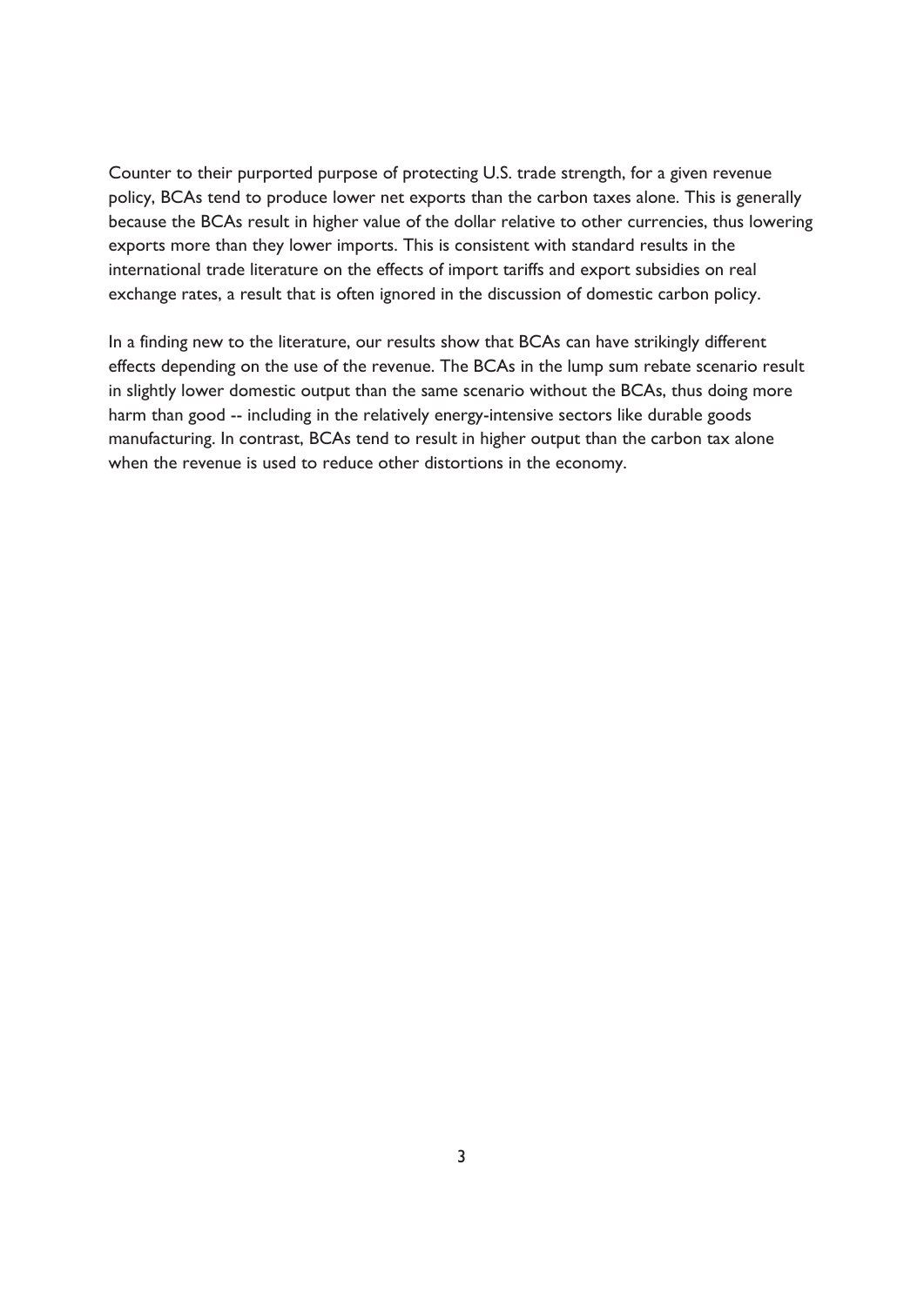Counter to their purported purpose of protecting U.S. trade strength, for a given revenue policy, BCAs tend to produce lower net exports than the carbon taxes alone. This is generally because the BCAs result in higher value of the dollar relative to other currencies, thus lowering exports more than they lower imports. This is consistent with standard results in the international trade literature on the effects of import tariffs and export subsidies on real exchange rates, a result that is often ignored in the discussion of domestic carbon policy.

In a finding new to the literature, our results show that BCAs can have strikingly different effects depending on the use of the revenue. The BCAs in the lump sum rebate scenario result in slightly lower domestic output than the same scenario without the BCAs, thus doing more harm than good -- including in the relatively energy-intensive sectors like durable goods manufacturing. In contrast, BCAs tend to result in higher output than the carbon tax alone when the revenue is used to reduce other distortions in the economy.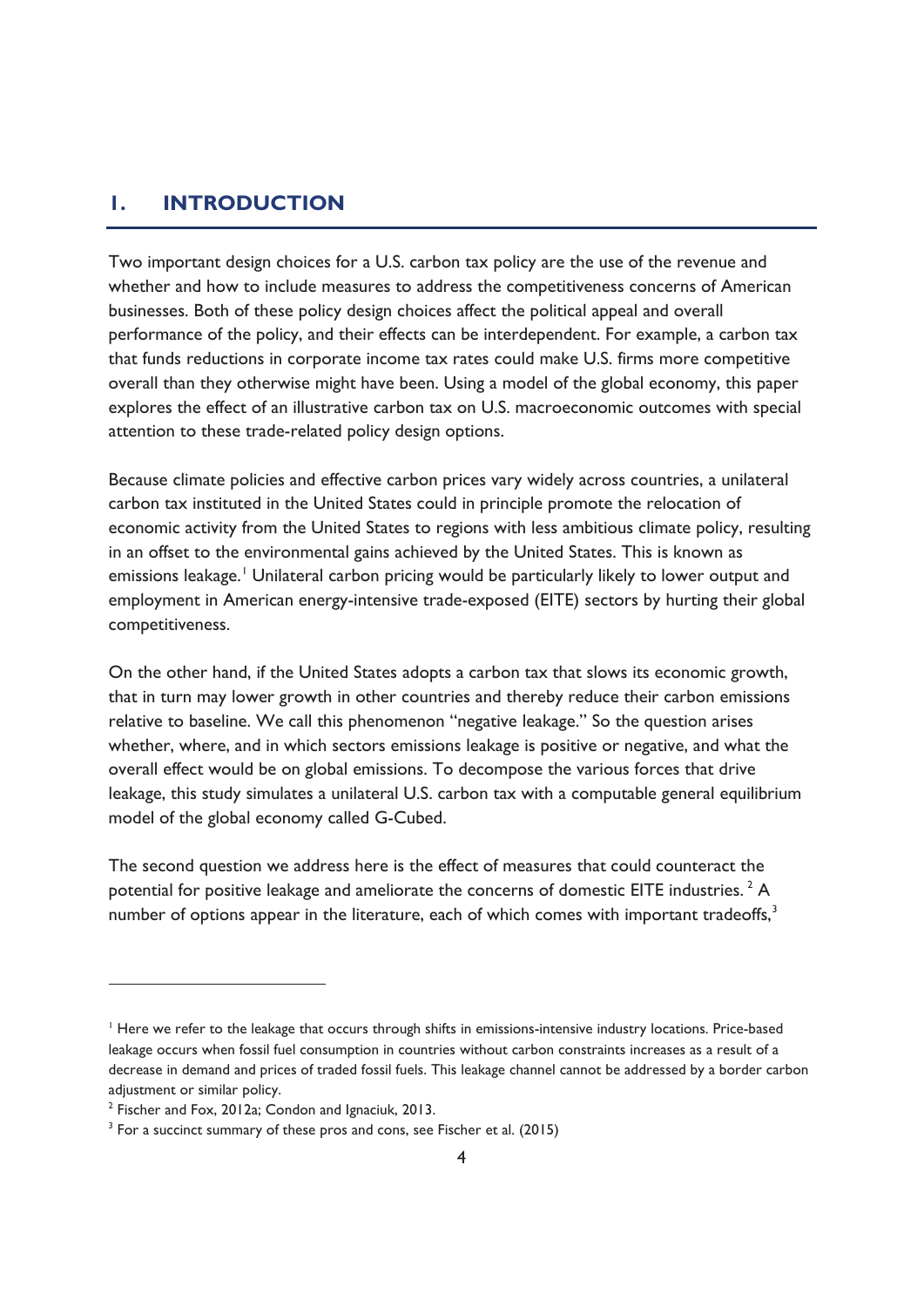# 1. INTRODUCTION

Two important design choices for a U.S. carbon tax policy are the use of the revenue and whether and how to include measures to address the competitiveness concerns of American businesses. Both of these policy design choices affect the political appeal and overall performance of the policy, and their effects can be interdependent. For example, a carbon tax that funds reductions in corporate income tax rates could make U.S. firms more competitive overall than they otherwise might have been. Using a model of the global economy, this paper explores the effect of an illustrative carbon tax on U.S. macroeconomic outcomes with special attention to these trade-related policy design options.

Because climate policies and effective carbon prices vary widely across countries, a unilateral carbon tax instituted in the United States could in principle promote the relocation of economic activity from the United States to regions with less ambitious climate policy, resulting in an offset to the environmental gains achieved by the United States. This is known as emissions leakage.[1] Unilateral carbon pricing would be particularly likely to lower output and employment in American energy-intensive trade-exposed (EITE) sectors by hurting their global competitiveness.

On the other hand, if the United States adopts a carbon tax that slows its economic growth, that in turn may lower growth in other countries and thereby reduce their carbon emissions relative to baseline. We call this phenomenon "negative leakage." So the question arises whether, where, and in which sectors emissions leakage is positive or negative, and what the overall effect would be on global emissions. To decompose the various forces that drive leakage, this study simulates a unilateral U.S. carbon tax with a computable general equilibrium model of the global economy called G-Cubed.

The second question we address here is the effect of measures that could counteract the potential for positive leakage and ameliorate the concerns of domestic EITE industries.[2] A number of options appear in the literature, each of which comes with important tradeoffs,[3]

---

[1] Here we refer to the leakage that occurs through shifts in emissions-intensive industry locations. Price-based leakage occurs when fossil fuel consumption in countries without carbon constraints increases as a result of a decrease in demand and prices of traded fossil fuels. This leakage channel cannot be addressed by a border carbon adjustment or similar policy.

[2] Fischer and Fox, 2012a; Condon and Ignaciuk, 2013.

[3] For a succinct summary of these pros and cons, see Fischer et al. (2015)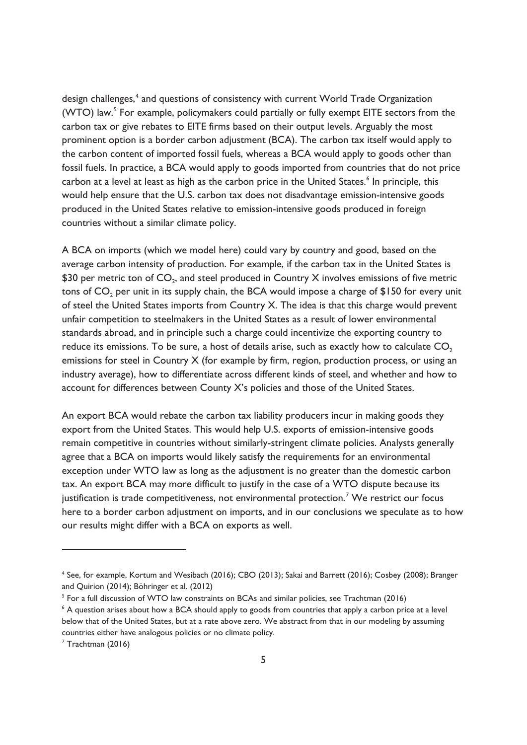design challenges,[4] and questions of consistency with current World Trade Organization (WTO) law.[5] For example, policymakers could partially or fully exempt EITE sectors from the carbon tax or give rebates to EITE firms based on their output levels. Arguably the most prominent option is a border carbon adjustment (BCA). The carbon tax itself would apply to the carbon content of imported fossil fuels, whereas a BCA would apply to goods other than fossil fuels. In practice, a BCA would apply to goods imported from countries that do not price carbon at a level at least as high as the carbon price in the United States.[6] In principle, this would help ensure that the U.S. carbon tax does not disadvantage emission-intensive goods produced in the United States relative to emission-intensive goods produced in foreign countries without a similar climate policy.

A BCA on imports (which we model here) could vary by country and good, based on the average carbon intensity of production. For example, if the carbon tax in the United States is $30 per metric ton of $CO_2$, and steel produced in Country X involves emissions of five metric tons of $CO_2$ per unit in its supply chain, the BCA would impose a charge of $150 for every unit of steel the United States imports from Country X. The idea is that this charge would prevent unfair competition to steelmakers in the United States as a result of lower environmental standards abroad, and in principle such a charge could incentivize the exporting country to reduce its emissions. To be sure, a host of details arise, such as exactly how to calculate $CO_2$ emissions for steel in Country X (for example by firm, region, production process, or using an industry average), how to differentiate across different kinds of steel, and whether and how to account for differences between County X's policies and those of the United States.

An export BCA would rebate the carbon tax liability producers incur in making goods they export from the United States. This would help U.S. exports of emission-intensive goods remain competitive in countries without similarly-stringent climate policies. Analysts generally agree that a BCA on imports would likely satisfy the requirements for an environmental exception under WTO law as long as the adjustment is no greater than the domestic carbon tax. An export BCA may more difficult to justify in the case of a WTO dispute because its justification is trade competitiveness, not environmental protection.[7] We restrict our focus here to a border carbon adjustment on imports, and in our conclusions we speculate as to how our results might differ with a BCA on exports as well.

---

[4] See, for example, Kortum and Wesibach (2016); CBO (2013); Sakai and Barrett (2016); Cosbey (2008); Branger and Quirion (2014); Böhringer et al. (2012)

[5] For a full discussion of WTO law constraints on BCAs and similar policies, see Trachtman (2016)

[6] A question arises about how a BCA should apply to goods from countries that apply a carbon price at a level below that of the United States, but at a rate above zero. We abstract from that in our modeling by assuming countries either have analogous policies or no climate policy.

[7] Trachtman (2016)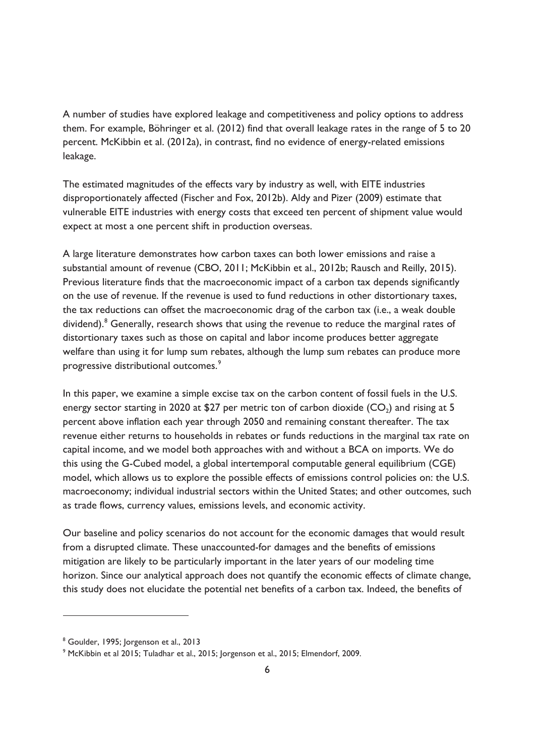A number of studies have explored leakage and competitiveness and policy options to address them. For example, Böhringer et al. (2012) find that overall leakage rates in the range of 5 to 20 percent. McKibbin et al. (2012a), in contrast, find no evidence of energy-related emissions leakage.

The estimated magnitudes of the effects vary by industry as well, with EITE industries disproportionately affected (Fischer and Fox, 2012b). Aldy and Pizer (2009) estimate that vulnerable EITE industries with energy costs that exceed ten percent of shipment value would expect at most a one percent shift in production overseas.

A large literature demonstrates how carbon taxes can both lower emissions and raise a substantial amount of revenue (CBO, 2011; McKibbin et al., 2012b; Rausch and Reilly, 2015). Previous literature finds that the macroeconomic impact of a carbon tax depends significantly on the use of revenue. If the revenue is used to fund reductions in other distortionary taxes, the tax reductions can offset the macroeconomic drag of the carbon tax (i.e., a weak double dividend).[8] Generally, research shows that using the revenue to reduce the marginal rates of distortionary taxes such as those on capital and labor income produces better aggregate welfare than using it for lump sum rebates, although the lump sum rebates can produce more progressive distributional outcomes.[9]

In this paper, we examine a simple excise tax on the carbon content of fossil fuels in the U.S. energy sector starting in 2020 at $27 per metric ton of carbon dioxide ($CO_2$) and rising at 5 percent above inflation each year through 2050 and remaining constant thereafter. The tax revenue either returns to households in rebates or funds reductions in the marginal tax rate on capital income, and we model both approaches with and without a BCA on imports. We do this using the G-Cubed model, a global intertemporal computable general equilibrium (CGE) model, which allows us to explore the possible effects of emissions control policies on: the U.S. macroeconomy; individual industrial sectors within the United States; and other outcomes, such as trade flows, currency values, emissions levels, and economic activity.

Our baseline and policy scenarios do not account for the economic damages that would result from a disrupted climate. These unaccounted-for damages and the benefits of emissions mitigation are likely to be particularly important in the later years of our modeling time horizon. Since our analytical approach does not quantify the economic effects of climate change, this study does not elucidate the potential net benefits of a carbon tax. Indeed, the benefits of

---

[8] Goulder, 1995; Jorgenson et al., 2013

[9] McKibbin et al 2015; Tuladhar et al., 2015; Jorgenson et al., 2015; Elmendorf, 2009.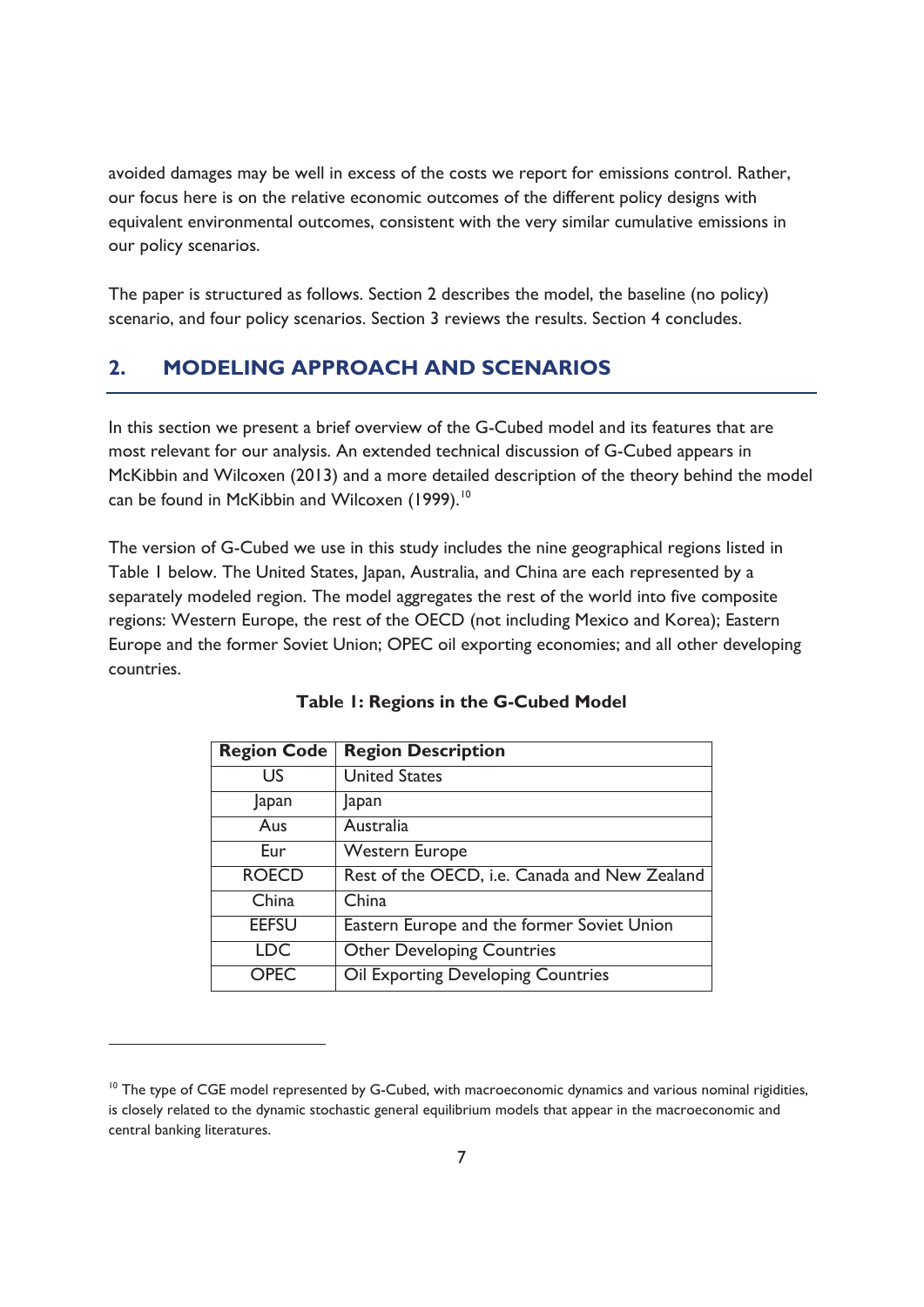avoided damages may be well in excess of the costs we report for emissions control. Rather, our focus here is on the relative economic outcomes of the different policy designs with equivalent environmental outcomes, consistent with the very similar cumulative emissions in our policy scenarios.

The paper is structured as follows. Section 2 describes the model, the baseline (no policy) scenario, and four policy scenarios. Section 3 reviews the results. Section 4 concludes.

## 2. MODELING APPROACH AND SCENARIOS

In this section we present a brief overview of the G-Cubed model and its features that are most relevant for our analysis. An extended technical discussion of G-Cubed appears in McKibbin and Wilcoxen (2013) and a more detailed description of the theory behind the model can be found in McKibbin and Wilcoxen (1999).[10]

The version of G-Cubed we use in this study includes the nine geographical regions listed in Table 1 below. The United States, Japan, Australia, and China are each represented by a separately modeled region. The model aggregates the rest of the world into five composite regions: Western Europe, the rest of the OECD (not including Mexico and Korea); Eastern Europe and the former Soviet Union; OPEC oil exporting economies; and all other developing countries.

**Table 1: Regions in the G-Cubed Model**

| Region Code | Region Description |
|---|---|
| US | United States |
| Japan | Japan |
| Aus | Australia |
| Eur | Western Europe |
| ROECD | Rest of the OECD, i.e. Canada and New Zealand |
| China | China |
| EEFSU | Eastern Europe and the former Soviet Union |
| LDC | Other Developing Countries |
| OPEC | Oil Exporting Developing Countries |

[10] The type of CGE model represented by G-Cubed, with macroeconomic dynamics and various nominal rigidities, is closely related to the dynamic stochastic general equilibrium models that appear in the macroeconomic and central banking literatures.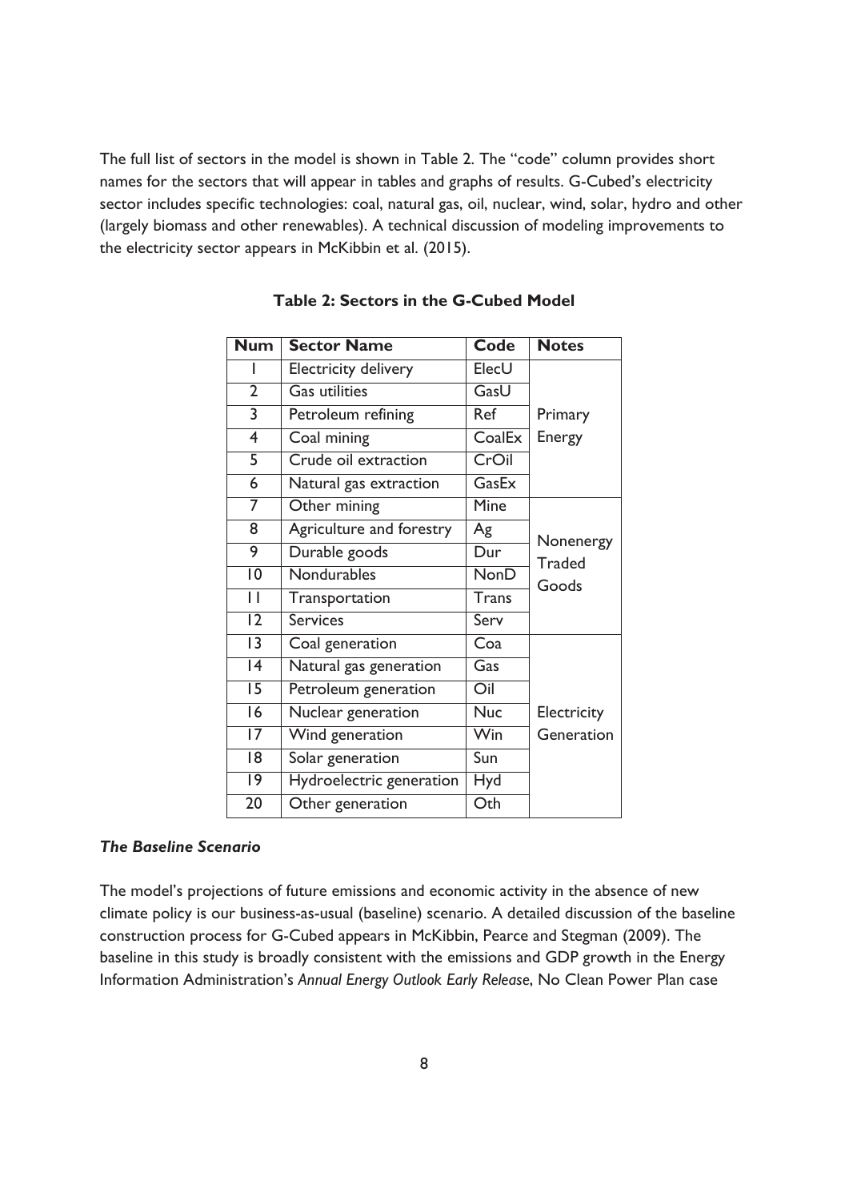The full list of sectors in the model is shown in Table 2. The "code" column provides short names for the sectors that will appear in tables and graphs of results. G-Cubed's electricity sector includes specific technologies: coal, natural gas, oil, nuclear, wind, solar, hydro and other (largely biomass and other renewables). A technical discussion of modeling improvements to the electricity sector appears in McKibbin et al. (2015).

**Table 2: Sectors in the G-Cubed Model**

| Num | Sector Name | Code | Notes |
|---|---|---|---|
| 1 | Electricity delivery | ElecU | Primary Energy |
| 2 | Gas utilities | GasU | |
| 3 | Petroleum refining | Ref | |
| 4 | Coal mining | CoalEx | |
| 5 | Crude oil extraction | CrOil | |
| 6 | Natural gas extraction | GasEx | |
| 7 | Other mining | Mine | Nonenergy Traded Goods |
| 8 | Agriculture and forestry | Ag | |
| 9 | Durable goods | Dur | |
| 10 | Nondurables | NonD | |
| 11 | Transportation | Trans | |
| 12 | Services | Serv | |
| 13 | Coal generation | Coa | Electricity Generation |
| 14 | Natural gas generation | Gas | |
| 15 | Petroleum generation | Oil | |
| 16 | Nuclear generation | Nuc | |
| 17 | Wind generation | Win | |
| 18 | Solar generation | Sun | |
| 19 | Hydroelectric generation | Hyd | |
| 20 | Other generation | Oth | |

***The Baseline Scenario***

The model's projections of future emissions and economic activity in the absence of new climate policy is our business-as-usual (baseline) scenario. A detailed discussion of the baseline construction process for G-Cubed appears in McKibbin, Pearce and Stegman (2009). The baseline in this study is broadly consistent with the emissions and GDP growth in the Energy Information Administration's *Annual Energy Outlook Early Release*, No Clean Power Plan case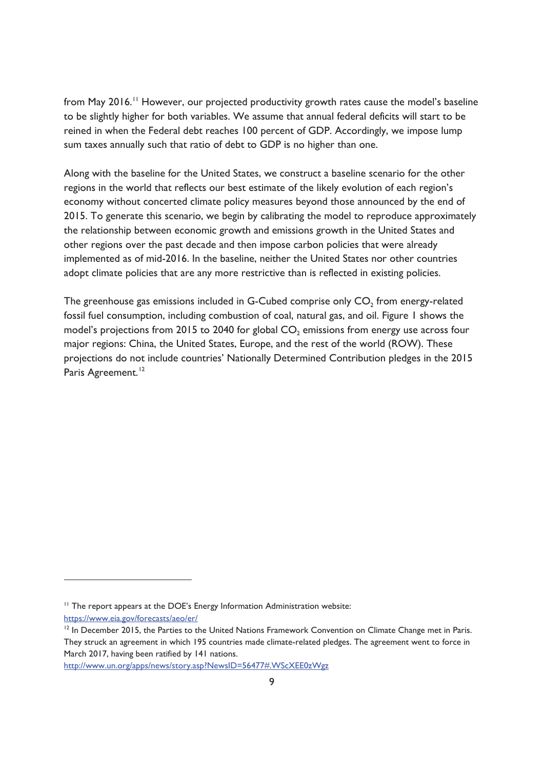from May 2016.[11] However, our projected productivity growth rates cause the model's baseline to be slightly higher for both variables. We assume that annual federal deficits will start to be reined in when the Federal debt reaches 100 percent of GDP. Accordingly, we impose lump sum taxes annually such that ratio of debt to GDP is no higher than one.

Along with the baseline for the United States, we construct a baseline scenario for the other regions in the world that reflects our best estimate of the likely evolution of each region's economy without concerted climate policy measures beyond those announced by the end of 2015. To generate this scenario, we begin by calibrating the model to reproduce approximately the relationship between economic growth and emissions growth in the United States and other regions over the past decade and then impose carbon policies that were already implemented as of mid-2016. In the baseline, neither the United States nor other countries adopt climate policies that are any more restrictive than is reflected in existing policies.

The greenhouse gas emissions included in G-Cubed comprise only $CO_2$ from energy-related fossil fuel consumption, including combustion of coal, natural gas, and oil. Figure 1 shows the model's projections from 2015 to 2040 for global $CO_2$ emissions from energy use across four major regions: China, the United States, Europe, and the rest of the world (ROW). These projections do not include countries' Nationally Determined Contribution pledges in the 2015 Paris Agreement.[12]

---

[11] The report appears at the DOE's Energy Information Administration website: https://www.eia.gov/forecasts/aeo/er/

[12] In December 2015, the Parties to the United Nations Framework Convention on Climate Change met in Paris. They struck an agreement in which 195 countries made climate-related pledges. The agreement went to force in March 2017, having been ratified by 141 nations. http://www.un.org/apps/news/story.asp?NewsID=56477#.WScXEE0zWgz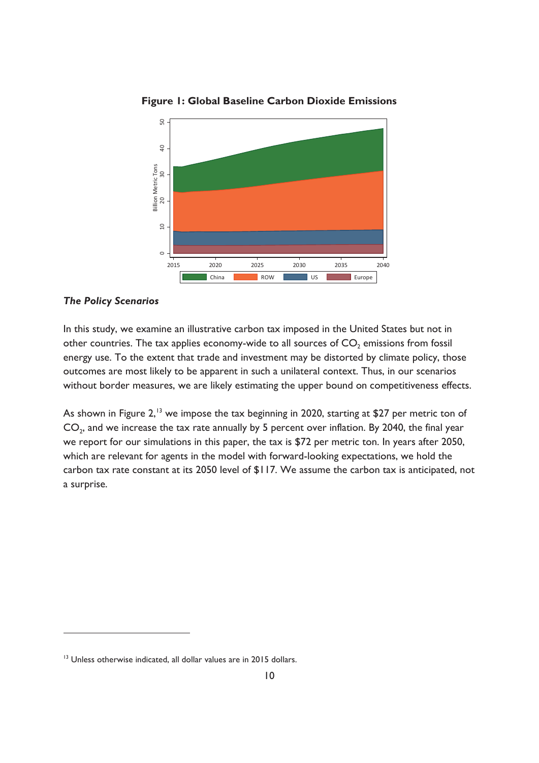**Figure 1: Global Baseline Carbon Dioxide Emissions**

### *The Policy Scenarios*

In this study, we examine an illustrative carbon tax imposed in the United States but not in other countries. The tax applies economy-wide to all sources of $CO_2$ emissions from fossil energy use. To the extent that trade and investment may be distorted by climate policy, those outcomes are most likely to be apparent in such a unilateral context. Thus, in our scenarios without border measures, we are likely estimating the upper bound on competitiveness effects.

As shown in Figure 2,[13] we impose the tax beginning in 2020, starting at $27 per metric ton of $CO_2$, and we increase the tax rate annually by 5 percent over inflation. By 2040, the final year we report for our simulations in this paper, the tax is $72 per metric ton. In years after 2050, which are relevant for agents in the model with forward-looking expectations, we hold the carbon tax rate constant at its 2050 level of $117. We assume the carbon tax is anticipated, not a surprise.

---

[13] Unless otherwise indicated, all dollar values are in 2015 dollars.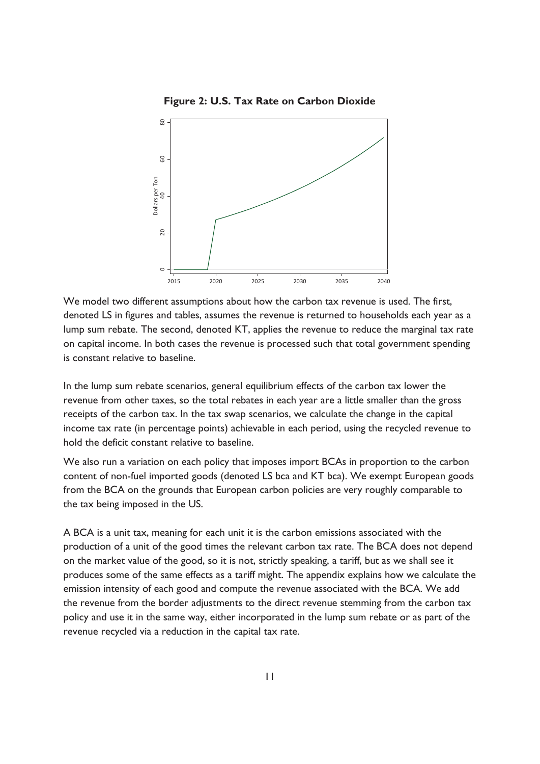**Figure 2: U.S. Tax Rate on Carbon Dioxide**

Dollars per Ton

0
20
40
60
80

2015
2020
2025
2030
2035
2040

We model two different assumptions about how the carbon tax revenue is used. The first, denoted LS in figures and tables, assumes the revenue is returned to households each year as a lump sum rebate. The second, denoted KT, applies the revenue to reduce the marginal tax rate on capital income. In both cases the revenue is processed such that total government spending is constant relative to baseline.

In the lump sum rebate scenarios, general equilibrium effects of the carbon tax lower the revenue from other taxes, so the total rebates in each year are a little smaller than the gross receipts of the carbon tax. In the tax swap scenarios, we calculate the change in the capital income tax rate (in percentage points) achievable in each period, using the recycled revenue to hold the deficit constant relative to baseline.

We also run a variation on each policy that imposes import BCAs in proportion to the carbon content of non-fuel imported goods (denoted LS bca and KT bca). We exempt European goods from the BCA on the grounds that European carbon policies are very roughly comparable to the tax being imposed in the US.

A BCA is a unit tax, meaning for each unit it is the carbon emissions associated with the production of a unit of the good times the relevant carbon tax rate. The BCA does not depend on the market value of the good, so it is not, strictly speaking, a tariff, but as we shall see it produces some of the same effects as a tariff might. The appendix explains how we calculate the emission intensity of each good and compute the revenue associated with the BCA. We add the revenue from the border adjustments to the direct revenue stemming from the carbon tax policy and use it in the same way, either incorporated in the lump sum rebate or as part of the revenue recycled via a reduction in the capital tax rate.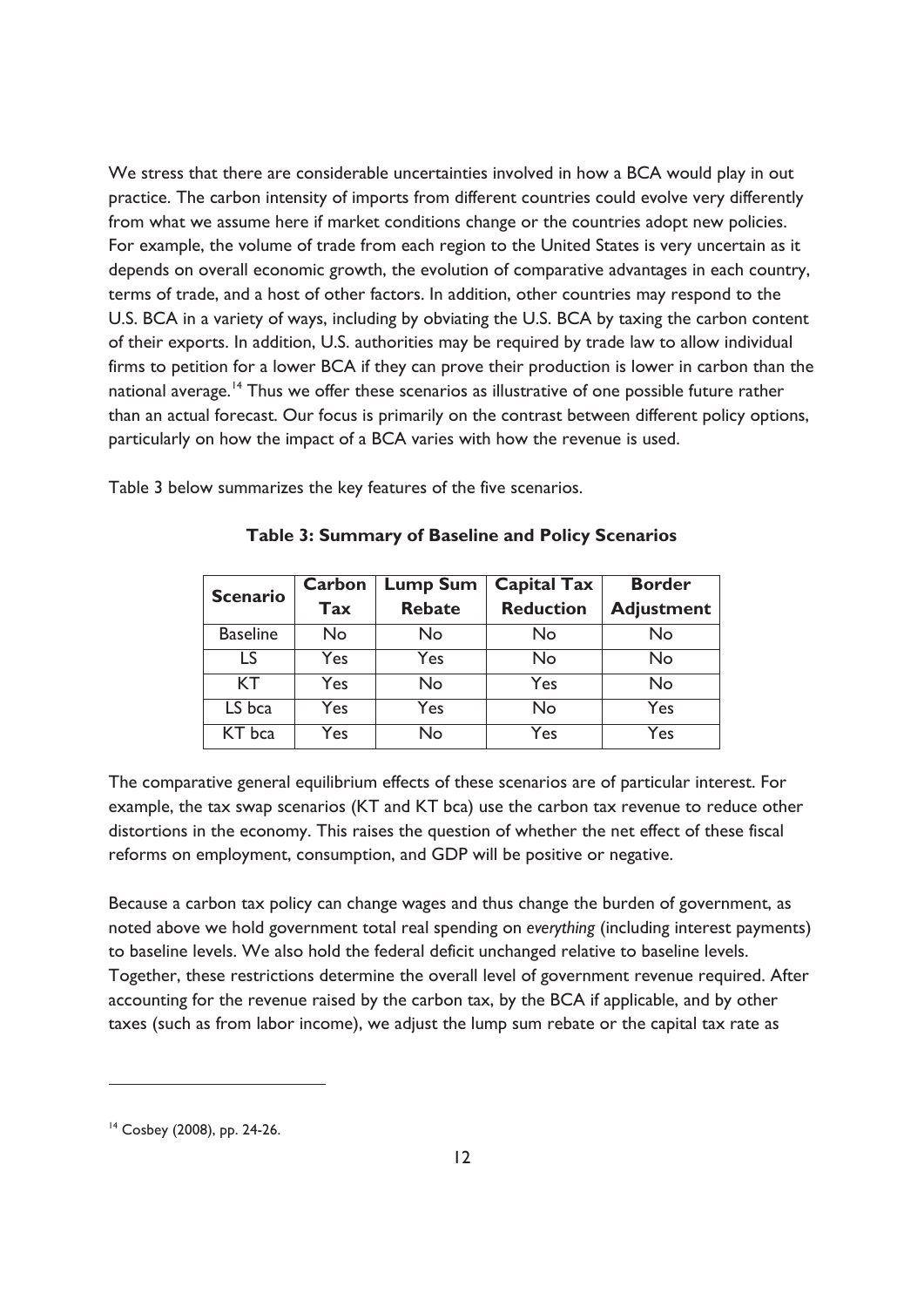We stress that there are considerable uncertainties involved in how a BCA would play in out practice. The carbon intensity of imports from different countries could evolve very differently from what we assume here if market conditions change or the countries adopt new policies. For example, the volume of trade from each region to the United States is very uncertain as it depends on overall economic growth, the evolution of comparative advantages in each country, terms of trade, and a host of other factors. In addition, other countries may respond to the U.S. BCA in a variety of ways, including by obviating the U.S. BCA by taxing the carbon content of their exports. In addition, U.S. authorities may be required by trade law to allow individual firms to petition for a lower BCA if they can prove their production is lower in carbon than the national average.[14] Thus we offer these scenarios as illustrative of one possible future rather than an actual forecast. Our focus is primarily on the contrast between different policy options, particularly on how the impact of a BCA varies with how the revenue is used.

Table 3 below summarizes the key features of the five scenarios.

**Table 3: Summary of Baseline and Policy Scenarios**

| Scenario | Carbon Tax | Lump Sum Rebate | Capital Tax Reduction | Border Adjustment |
|---|---|---|---|---|
| Baseline | No | No | No | No |
| LS | Yes | Yes | No | No |
| KT | Yes | No | Yes | No |
| LS bca | Yes | Yes | No | Yes |
| KT bca | Yes | No | Yes | Yes |

The comparative general equilibrium effects of these scenarios are of particular interest. For example, the tax swap scenarios (KT and KT bca) use the carbon tax revenue to reduce other distortions in the economy. This raises the question of whether the net effect of these fiscal reforms on employment, consumption, and GDP will be positive or negative.

Because a carbon tax policy can change wages and thus change the burden of government, as noted above we hold government total real spending on *everything* (including interest payments) to baseline levels. We also hold the federal deficit unchanged relative to baseline levels. Together, these restrictions determine the overall level of government revenue required. After accounting for the revenue raised by the carbon tax, by the BCA if applicable, and by other taxes (such as from labor income), we adjust the lump sum rebate or the capital tax rate as

[14] Cosbey (2008), pp. 24-26.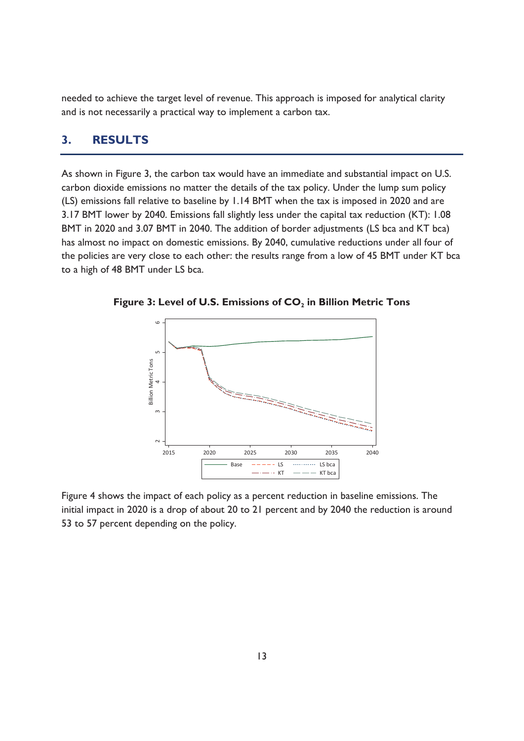needed to achieve the target level of revenue. This approach is imposed for analytical clarity and is not necessarily a practical way to implement a carbon tax.

## 3. RESULTS

As shown in Figure 3, the carbon tax would have an immediate and substantial impact on U.S. carbon dioxide emissions no matter the details of the tax policy. Under the lump sum policy (LS) emissions fall relative to baseline by 1.14 BMT when the tax is imposed in 2020 and are 3.17 BMT lower by 2040. Emissions fall slightly less under the capital tax reduction (KT): 1.08 BMT in 2020 and 3.07 BMT in 2040. The addition of border adjustments (LS bca and KT bca) has almost no impact on domestic emissions. By 2040, cumulative reductions under all four of the policies are very close to each other: the results range from a low of 45 BMT under KT bca to a high of 48 BMT under LS bca.

**Figure 3: Level of U.S. Emissions of $CO_2$ in Billion Metric Tons**

Figure 4 shows the impact of each policy as a percent reduction in baseline emissions. The initial impact in 2020 is a drop of about 20 to 21 percent and by 2040 the reduction is around 53 to 57 percent depending on the policy.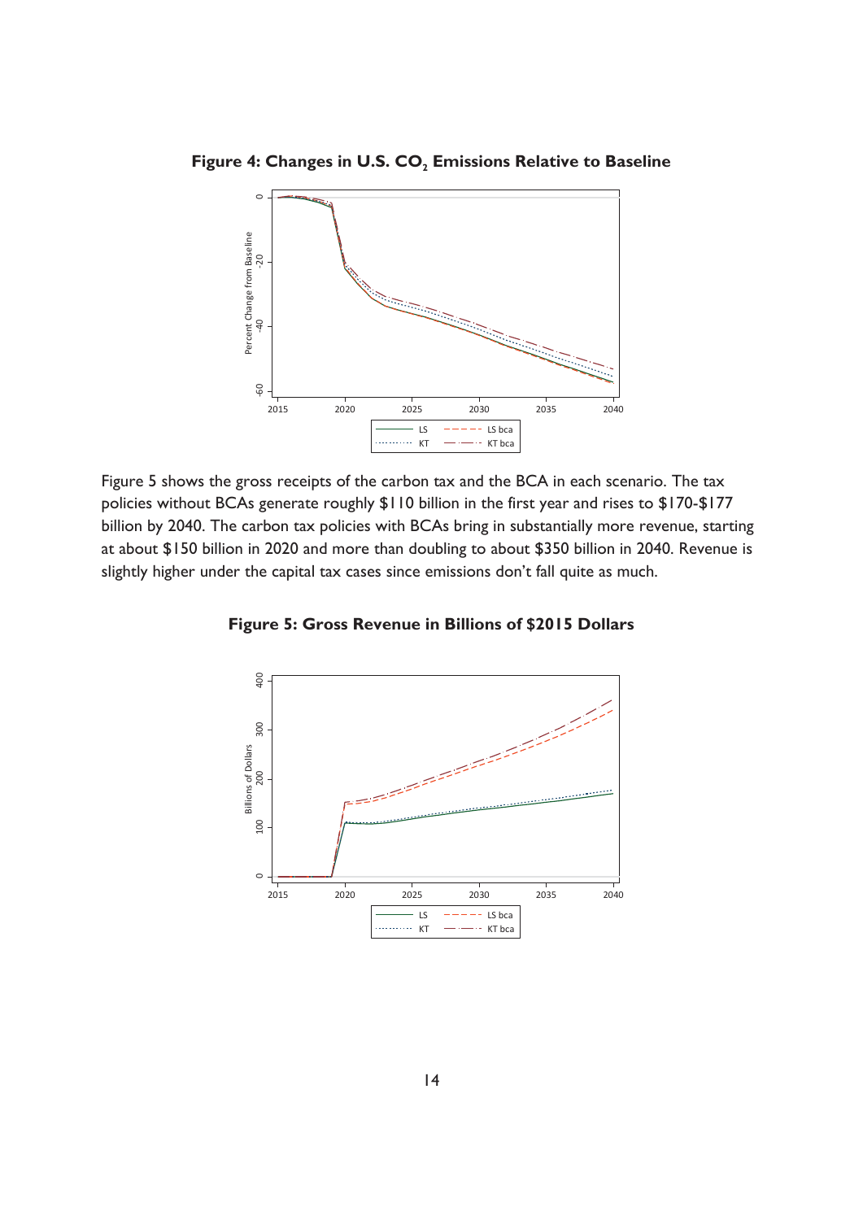**Figure 4: Changes in U.S. $CO_2$ Emissions Relative to Baseline**

Figure 5 shows the gross receipts of the carbon tax and the BCA in each scenario. The tax policies without BCAs generate roughly $110 billion in the first year and rises to $170-$177 billion by 2040. The carbon tax policies with BCAs bring in substantially more revenue, starting at about $150 billion in 2020 and more than doubling to about $350 billion in 2040. Revenue is slightly higher under the capital tax cases since emissions don't fall quite as much.

**Figure 5: Gross Revenue in Billions of $2015 Dollars**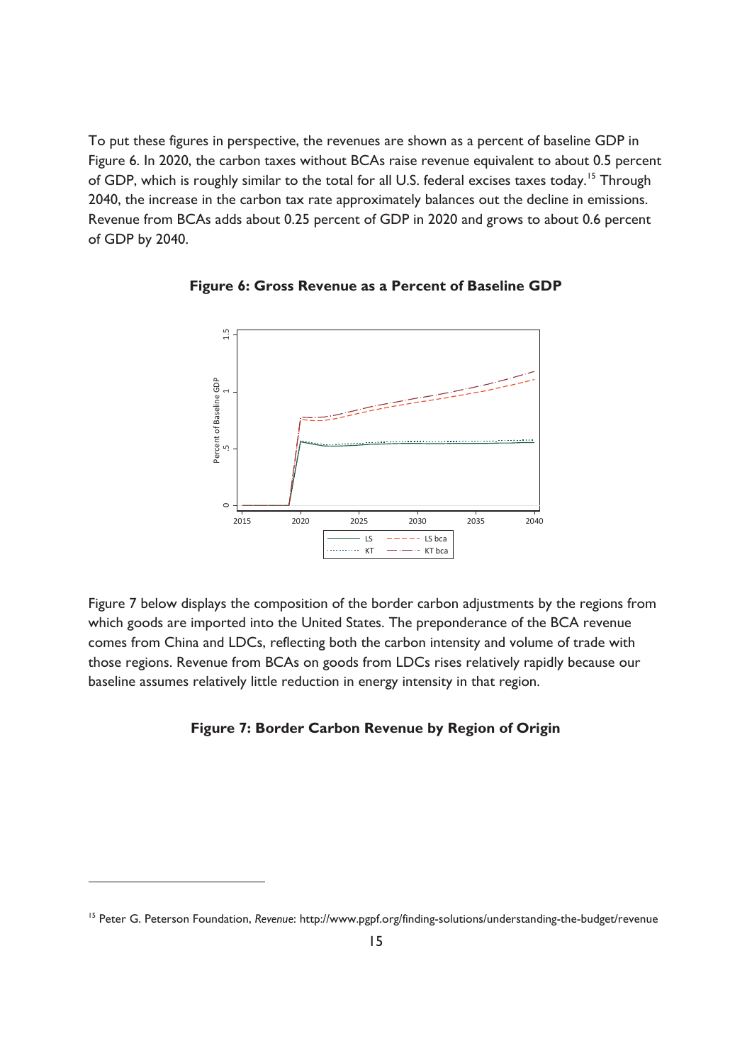To put these figures in perspective, the revenues are shown as a percent of baseline GDP in Figure 6. In 2020, the carbon taxes without BCAs raise revenue equivalent to about 0.5 percent of GDP, which is roughly similar to the total for all U.S. federal excises taxes today.[15] Through 2040, the increase in the carbon tax rate approximately balances out the decline in emissions. Revenue from BCAs adds about 0.25 percent of GDP in 2020 and grows to about 0.6 percent of GDP by 2040.

**Figure 6: Gross Revenue as a Percent of Baseline GDP**

Figure 7 below displays the composition of the border carbon adjustments by the regions from which goods are imported into the United States. The preponderance of the BCA revenue comes from China and LDCs, reflecting both the carbon intensity and volume of trade with those regions. Revenue from BCAs on goods from LDCs rises relatively rapidly because our baseline assumes relatively little reduction in energy intensity in that region.

**Figure 7: Border Carbon Revenue by Region of Origin**

[15] Peter G. Peterson Foundation, *Revenue*: http://www.pgpf.org/finding-solutions/understanding-the-budget/revenue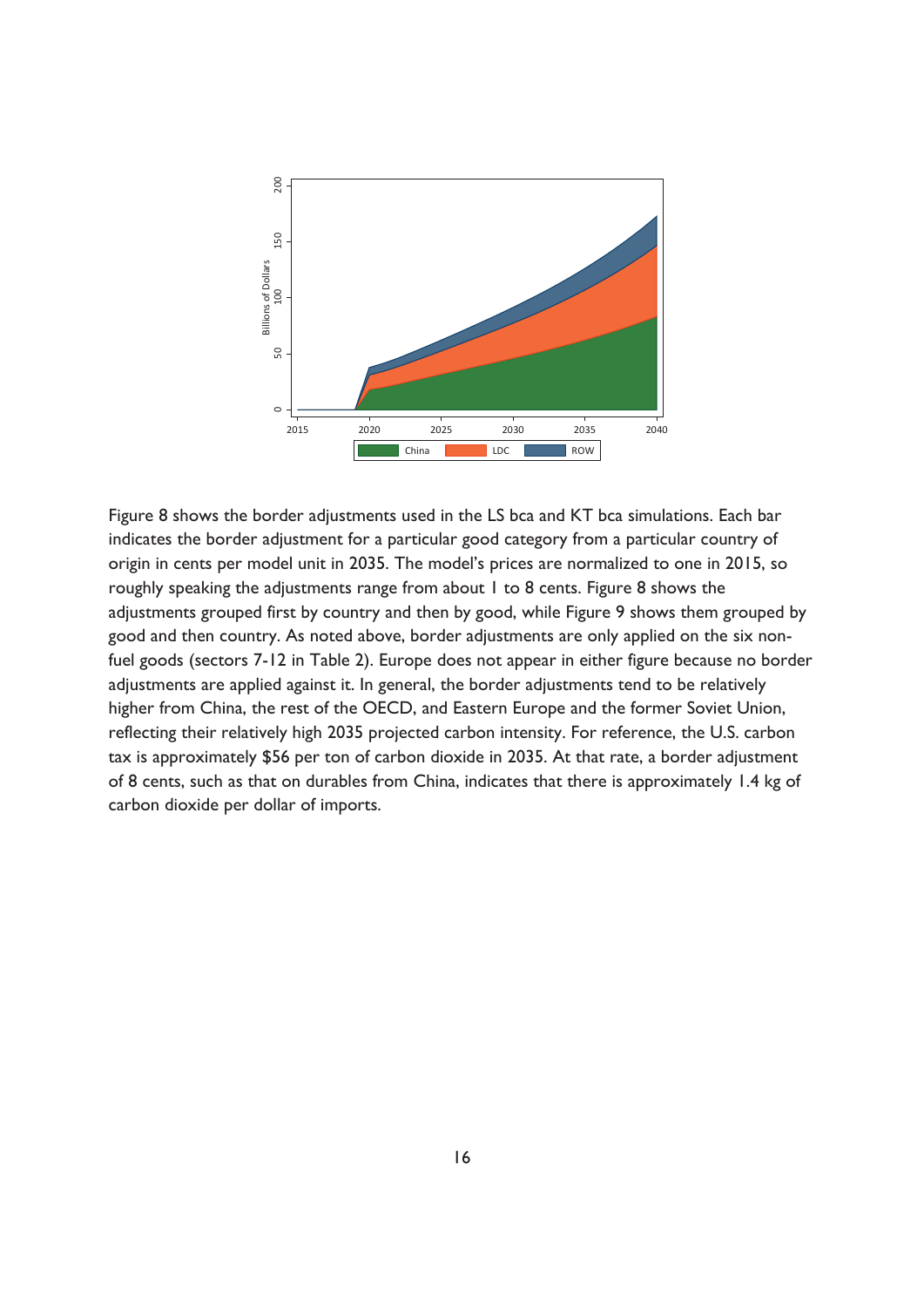Figure 8 shows the border adjustments used in the LS bca and KT bca simulations. Each bar indicates the border adjustment for a particular good category from a particular country of origin in cents per model unit in 2035. The model's prices are normalized to one in 2015, so roughly speaking the adjustments range from about 1 to 8 cents. Figure 8 shows the adjustments grouped first by country and then by good, while Figure 9 shows them grouped by good and then country. As noted above, border adjustments are only applied on the six non-fuel goods (sectors 7-12 in Table 2). Europe does not appear in either figure because no border adjustments are applied against it. In general, the border adjustments tend to be relatively higher from China, the rest of the OECD, and Eastern Europe and the former Soviet Union, reflecting their relatively high 2035 projected carbon intensity. For reference, the U.S. carbon tax is approximately $56 per ton of carbon dioxide in 2035. At that rate, a border adjustment of 8 cents, such as that on durables from China, indicates that there is approximately 1.4 kg of carbon dioxide per dollar of imports.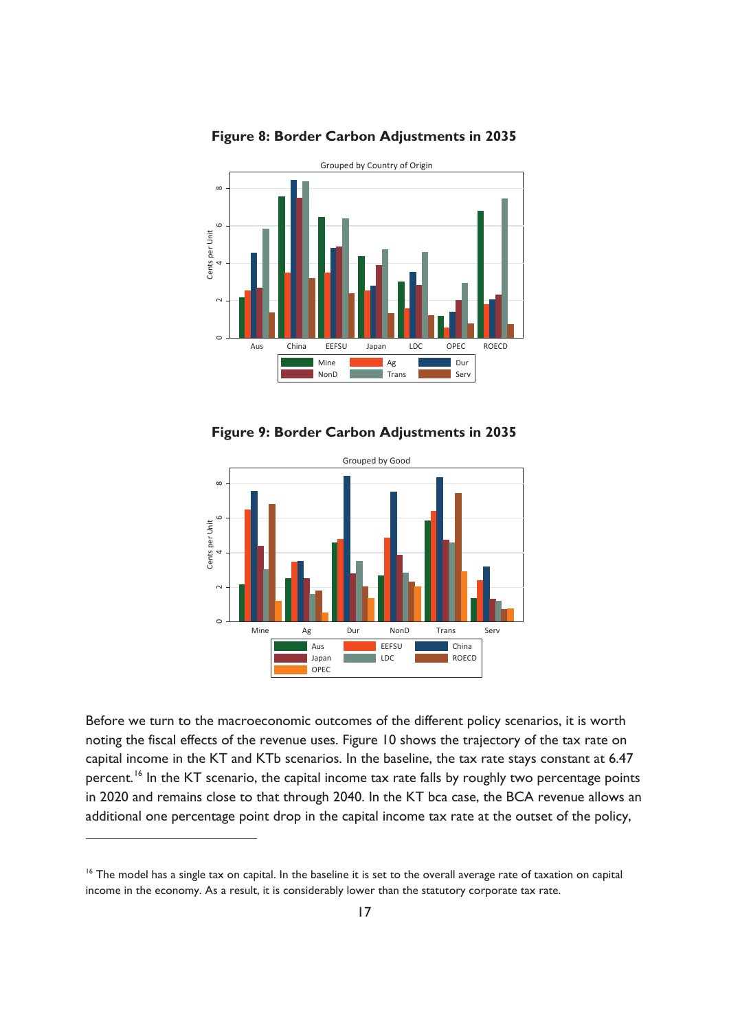**Figure 8: Border Carbon Adjustments in 2035**

**Figure 9: Border Carbon Adjustments in 2035**

Before we turn to the macroeconomic outcomes of the different policy scenarios, it is worth noting the fiscal effects of the revenue uses. Figure 10 shows the trajectory of the tax rate on capital income in the KT and KTb scenarios. In the baseline, the tax rate stays constant at 6.47 percent.[16] In the KT scenario, the capital income tax rate falls by roughly two percentage points in 2020 and remains close to that through 2040. In the KT bca case, the BCA revenue allows an additional one percentage point drop in the capital income tax rate at the outset of the policy,

[16] The model has a single tax on capital. In the baseline it is set to the overall average rate of taxation on capital income in the economy. As a result, it is considerably lower than the statutory corporate tax rate.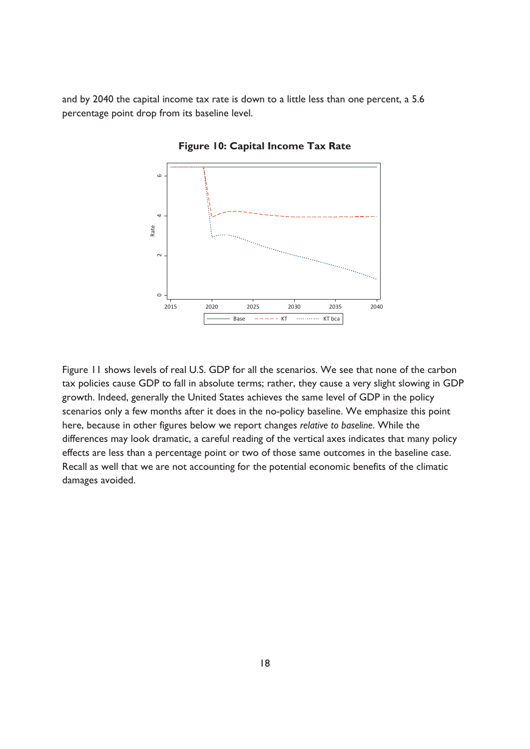and by 2040 the capital income tax rate is down to a little less than one percent, a 5.6 percentage point drop from its baseline level.

**Figure 10: Capital Income Tax Rate**

Figure 11 shows levels of real U.S. GDP for all the scenarios. We see that none of the carbon tax policies cause GDP to fall in absolute terms; rather, they cause a very slight slowing in GDP growth. Indeed, generally the United States achieves the same level of GDP in the policy scenarios only a few months after it does in the no-policy baseline. We emphasize this point here, because in other figures below we report changes *relative to baseline*. While the differences may look dramatic, a careful reading of the vertical axes indicates that many policy effects are less than a percentage point or two of those same outcomes in the baseline case. Recall as well that we are not accounting for the potential economic benefits of the climatic damages avoided.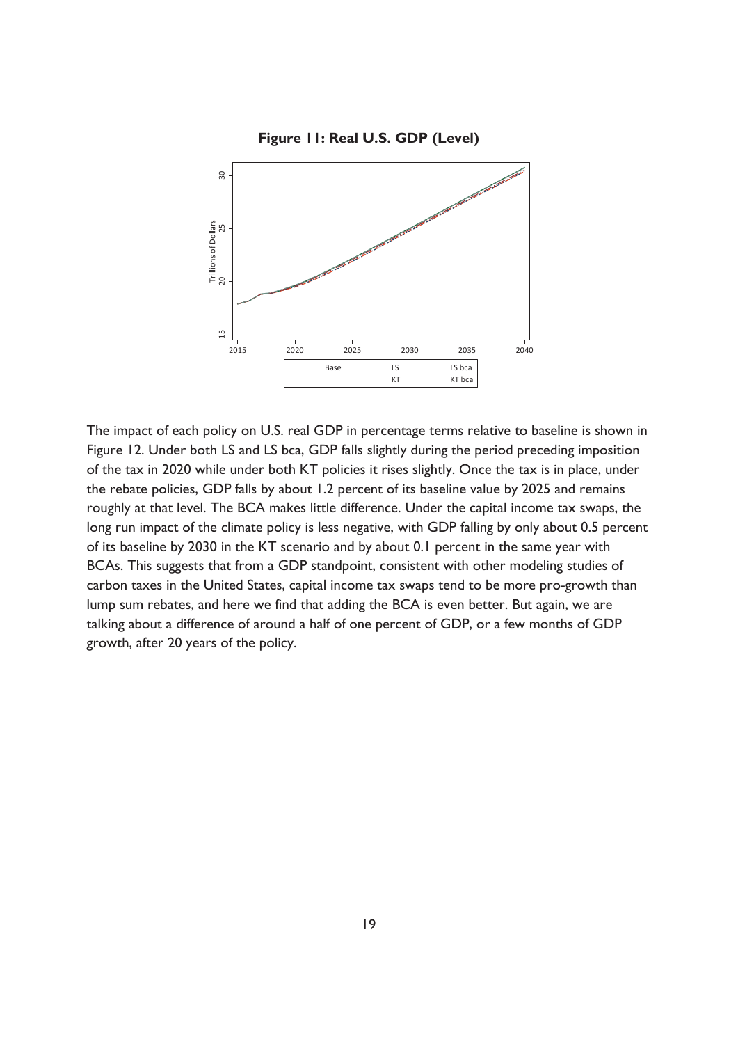**Figure 11: Real U.S. GDP (Level)**

The impact of each policy on U.S. real GDP in percentage terms relative to baseline is shown in Figure 12. Under both LS and LS bca, GDP falls slightly during the period preceding imposition of the tax in 2020 while under both KT policies it rises slightly. Once the tax is in place, under the rebate policies, GDP falls by about 1.2 percent of its baseline value by 2025 and remains roughly at that level. The BCA makes little difference. Under the capital income tax swaps, the long run impact of the climate policy is less negative, with GDP falling by only about 0.5 percent of its baseline by 2030 in the KT scenario and by about 0.1 percent in the same year with BCAs. This suggests that from a GDP standpoint, consistent with other modeling studies of carbon taxes in the United States, capital income tax swaps tend to be more pro-growth than lump sum rebates, and here we find that adding the BCA is even better. But again, we are talking about a difference of around a half of one percent of GDP, or a few months of GDP growth, after 20 years of the policy.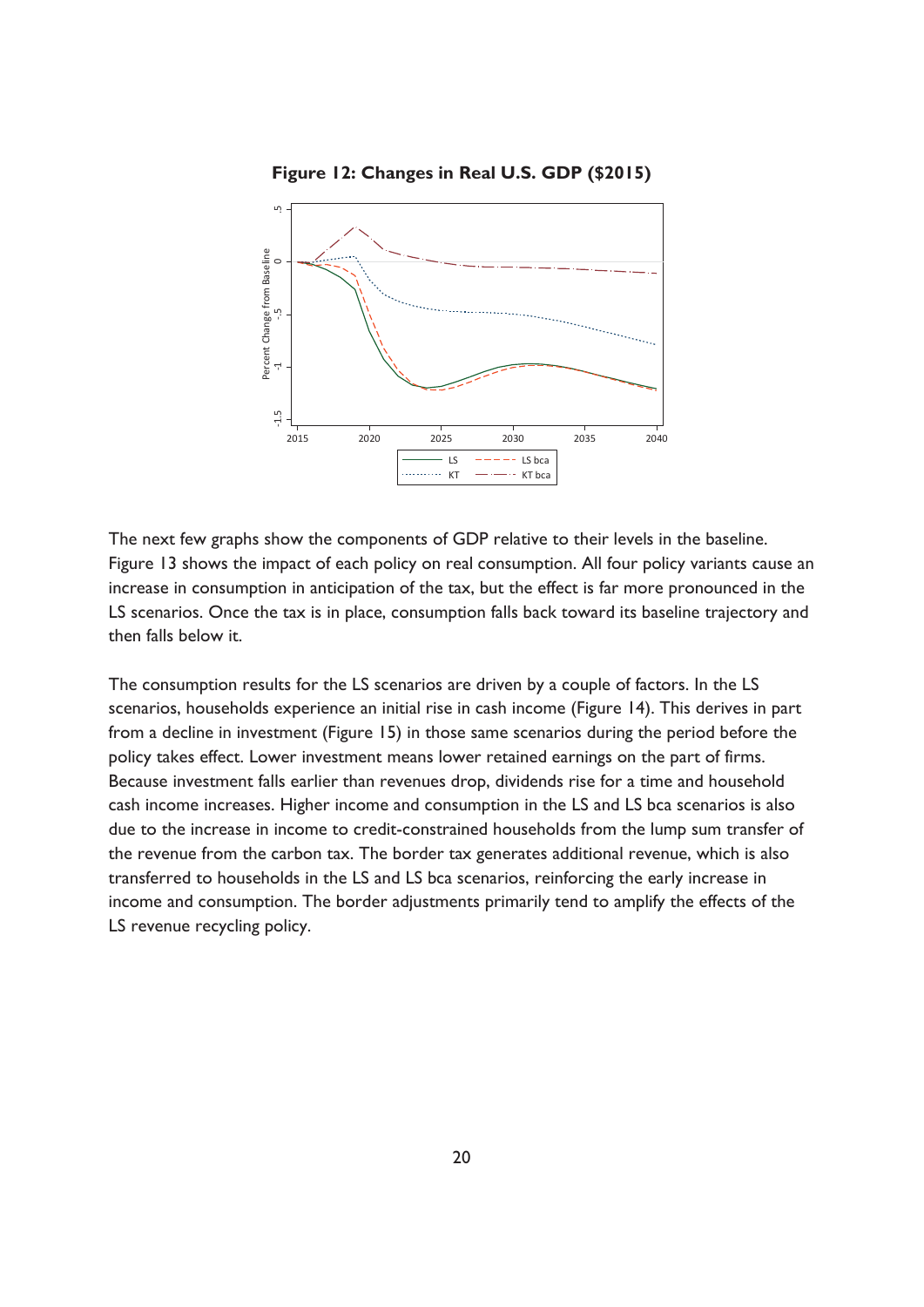**Figure 12: Changes in Real U.S. GDP ($2015)**

The next few graphs show the components of GDP relative to their levels in the baseline. Figure 13 shows the impact of each policy on real consumption. All four policy variants cause an increase in consumption in anticipation of the tax, but the effect is far more pronounced in the LS scenarios. Once the tax is in place, consumption falls back toward its baseline trajectory and then falls below it.

The consumption results for the LS scenarios are driven by a couple of factors. In the LS scenarios, households experience an initial rise in cash income (Figure 14). This derives in part from a decline in investment (Figure 15) in those same scenarios during the period before the policy takes effect. Lower investment means lower retained earnings on the part of firms. Because investment falls earlier than revenues drop, dividends rise for a time and household cash income increases. Higher income and consumption in the LS and LS bca scenarios is also due to the increase in income to credit-constrained households from the lump sum transfer of the revenue from the carbon tax. The border tax generates additional revenue, which is also transferred to households in the LS and LS bca scenarios, reinforcing the early increase in income and consumption. The border adjustments primarily tend to amplify the effects of the LS revenue recycling policy.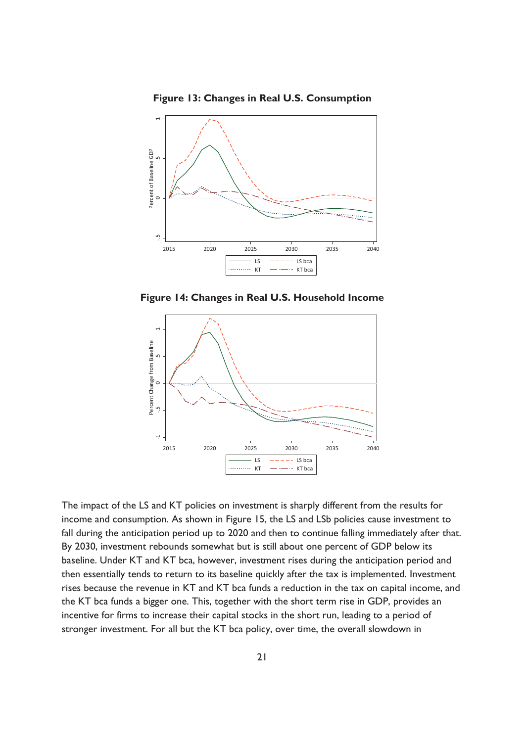**Figure 13: Changes in Real U.S. Consumption**

**Figure 14: Changes in Real U.S. Household Income**

The impact of the LS and KT policies on investment is sharply different from the results for income and consumption. As shown in Figure 15, the LS and LSb policies cause investment to fall during the anticipation period up to 2020 and then to continue falling immediately after that. By 2030, investment rebounds somewhat but is still about one percent of GDP below its baseline. Under KT and KT bca, however, investment rises during the anticipation period and then essentially tends to return to its baseline quickly after the tax is implemented. Investment rises because the revenue in KT and KT bca funds a reduction in the tax on capital income, and the KT bca funds a bigger one. This, together with the short term rise in GDP, provides an incentive for firms to increase their capital stocks in the short run, leading to a period of stronger investment. For all but the KT bca policy, over time, the overall slowdown in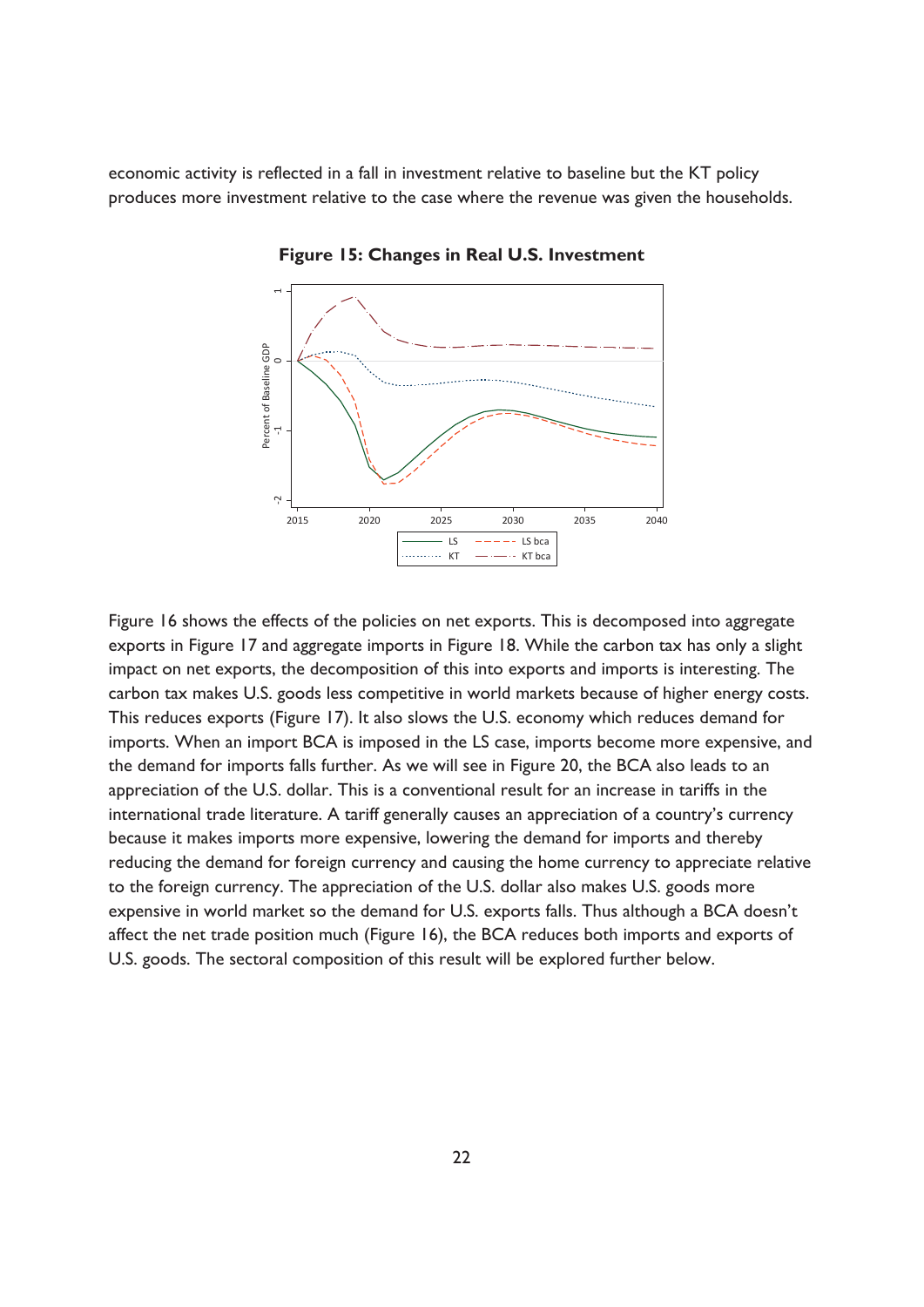economic activity is reflected in a fall in investment relative to baseline but the KT policy produces more investment relative to the case where the revenue was given the households.

**Figure 15: Changes in Real U.S. Investment**

Figure 16 shows the effects of the policies on net exports. This is decomposed into aggregate exports in Figure 17 and aggregate imports in Figure 18. While the carbon tax has only a slight impact on net exports, the decomposition of this into exports and imports is interesting. The carbon tax makes U.S. goods less competitive in world markets because of higher energy costs. This reduces exports (Figure 17). It also slows the U.S. economy which reduces demand for imports. When an import BCA is imposed in the LS case, imports become more expensive, and the demand for imports falls further. As we will see in Figure 20, the BCA also leads to an appreciation of the U.S. dollar. This is a conventional result for an increase in tariffs in the international trade literature. A tariff generally causes an appreciation of a country's currency because it makes imports more expensive, lowering the demand for imports and thereby reducing the demand for foreign currency and causing the home currency to appreciate relative to the foreign currency. The appreciation of the U.S. dollar also makes U.S. goods more expensive in world market so the demand for U.S. exports falls. Thus although a BCA doesn't affect the net trade position much (Figure 16), the BCA reduces both imports and exports of U.S. goods. The sectoral composition of this result will be explored further below.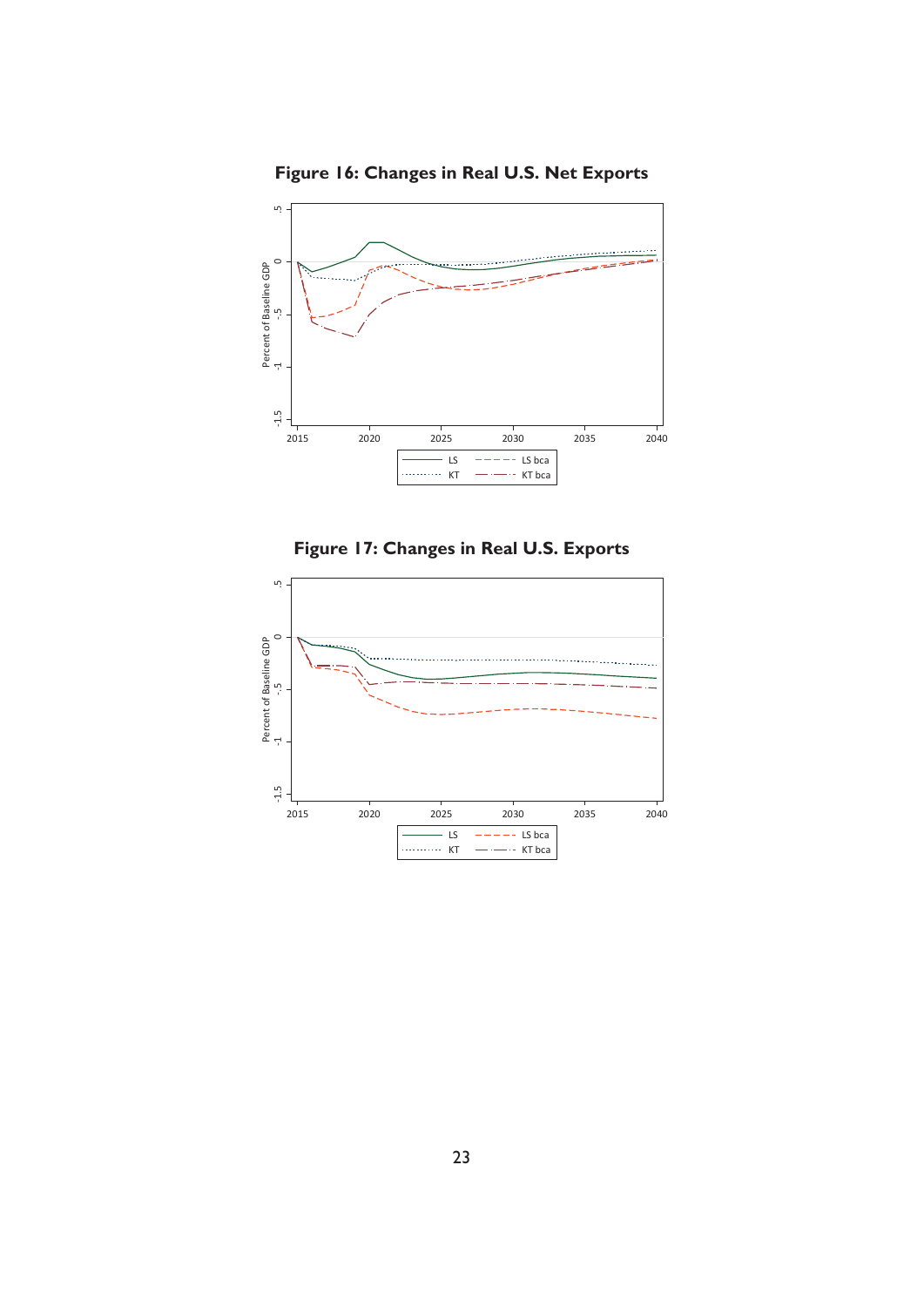**Figure 16: Changes in Real U.S. Net Exports**

**Figure 17: Changes in Real U.S. Exports**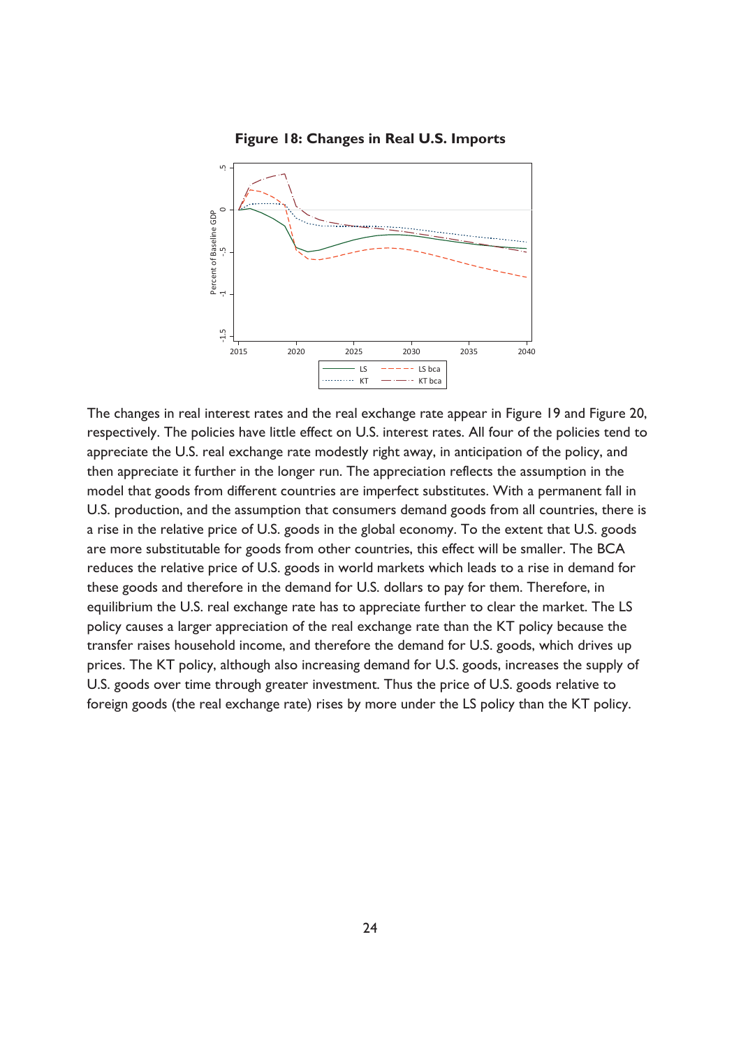**Figure 18: Changes in Real U.S. Imports**

The changes in real interest rates and the real exchange rate appear in Figure 19 and Figure 20, respectively. The policies have little effect on U.S. interest rates. All four of the policies tend to appreciate the U.S. real exchange rate modestly right away, in anticipation of the policy, and then appreciate it further in the longer run. The appreciation reflects the assumption in the model that goods from different countries are imperfect substitutes. With a permanent fall in U.S. production, and the assumption that consumers demand goods from all countries, there is a rise in the relative price of U.S. goods in the global economy. To the extent that U.S. goods are more substitutable for goods from other countries, this effect will be smaller. The BCA reduces the relative price of U.S. goods in world markets which leads to a rise in demand for these goods and therefore in the demand for U.S. dollars to pay for them. Therefore, in equilibrium the U.S. real exchange rate has to appreciate further to clear the market. The LS policy causes a larger appreciation of the real exchange rate than the KT policy because the transfer raises household income, and therefore the demand for U.S. goods, which drives up prices. The KT policy, although also increasing demand for U.S. goods, increases the supply of U.S. goods over time through greater investment. Thus the price of U.S. goods relative to foreign goods (the real exchange rate) rises by more under the LS policy than the KT policy.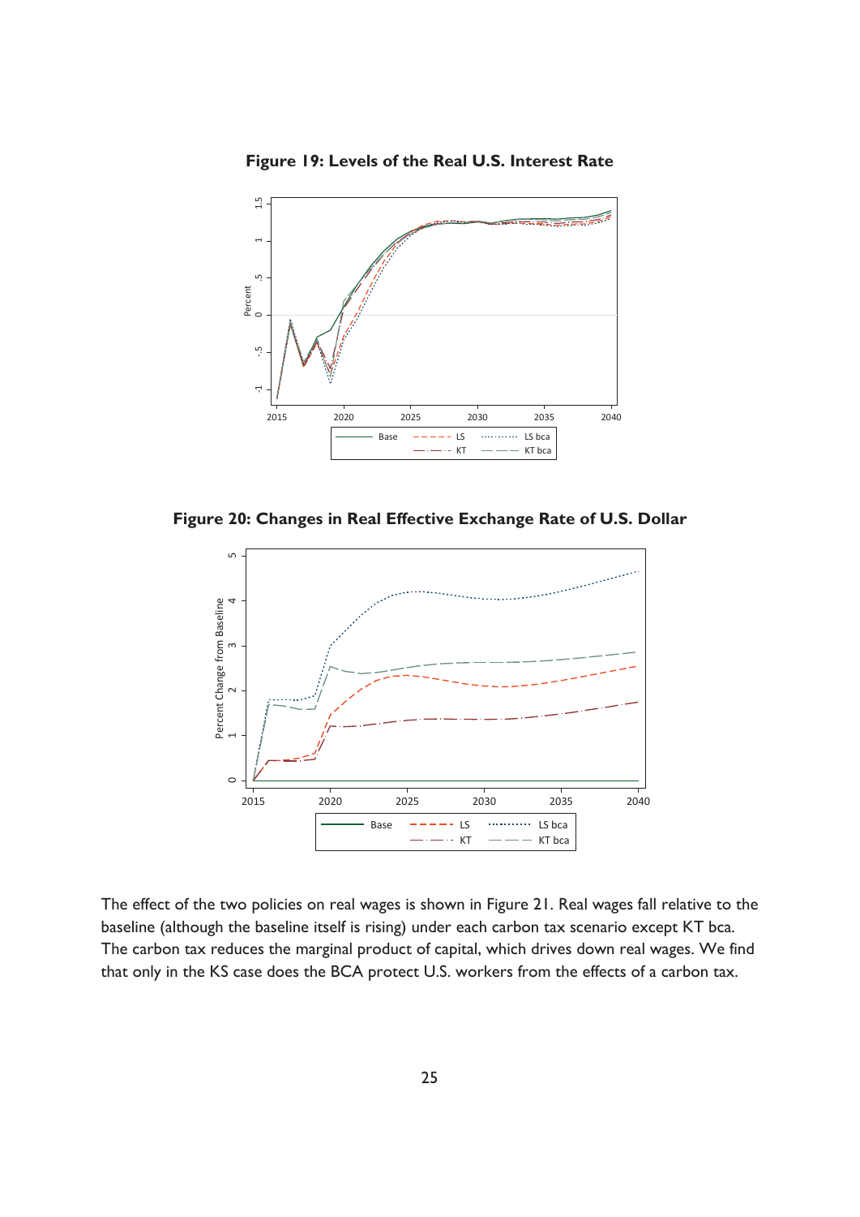**Figure 19: Levels of the Real U.S. Interest Rate**

**Figure 20: Changes in Real Effective Exchange Rate of U.S. Dollar**

The effect of the two policies on real wages is shown in Figure 21. Real wages fall relative to the baseline (although the baseline itself is rising) under each carbon tax scenario except KT bca. The carbon tax reduces the marginal product of capital, which drives down real wages. We find that only in the KS case does the BCA protect U.S. workers from the effects of a carbon tax.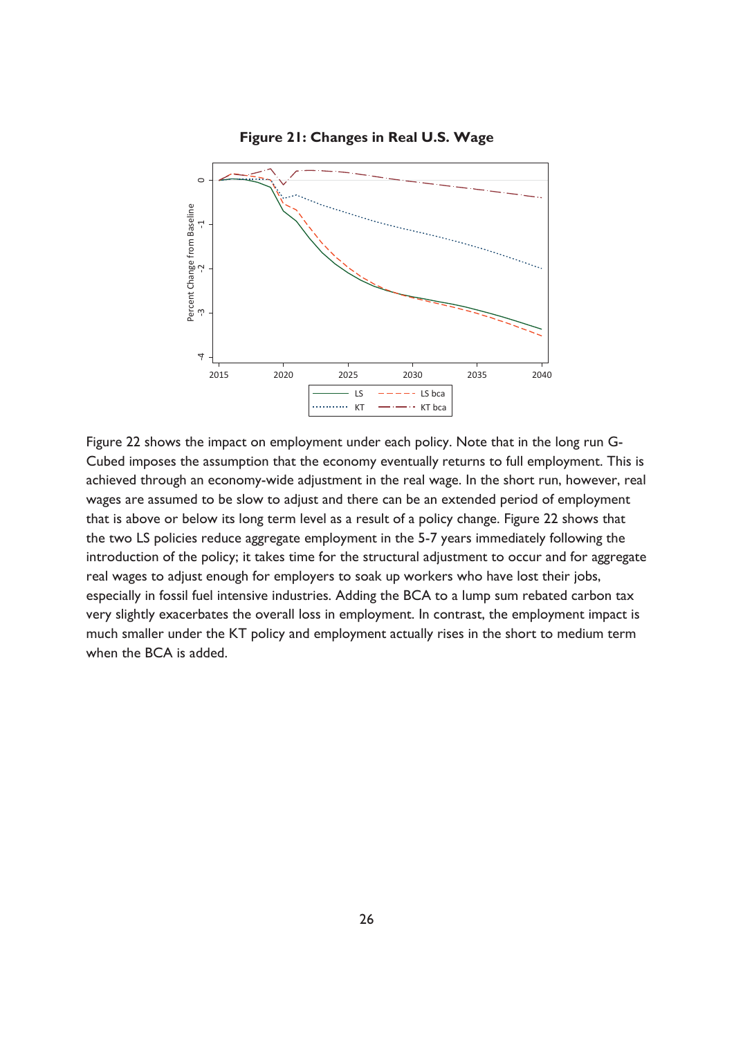**Figure 21: Changes in Real U.S. Wage**

Figure 22 shows the impact on employment under each policy. Note that in the long run G-Cubed imposes the assumption that the economy eventually returns to full employment. This is achieved through an economy-wide adjustment in the real wage. In the short run, however, real wages are assumed to be slow to adjust and there can be an extended period of employment that is above or below its long term level as a result of a policy change. Figure 22 shows that the two LS policies reduce aggregate employment in the 5-7 years immediately following the introduction of the policy; it takes time for the structural adjustment to occur and for aggregate real wages to adjust enough for employers to soak up workers who have lost their jobs, especially in fossil fuel intensive industries. Adding the BCA to a lump sum rebated carbon tax very slightly exacerbates the overall loss in employment. In contrast, the employment impact is much smaller under the KT policy and employment actually rises in the short to medium term when the BCA is added.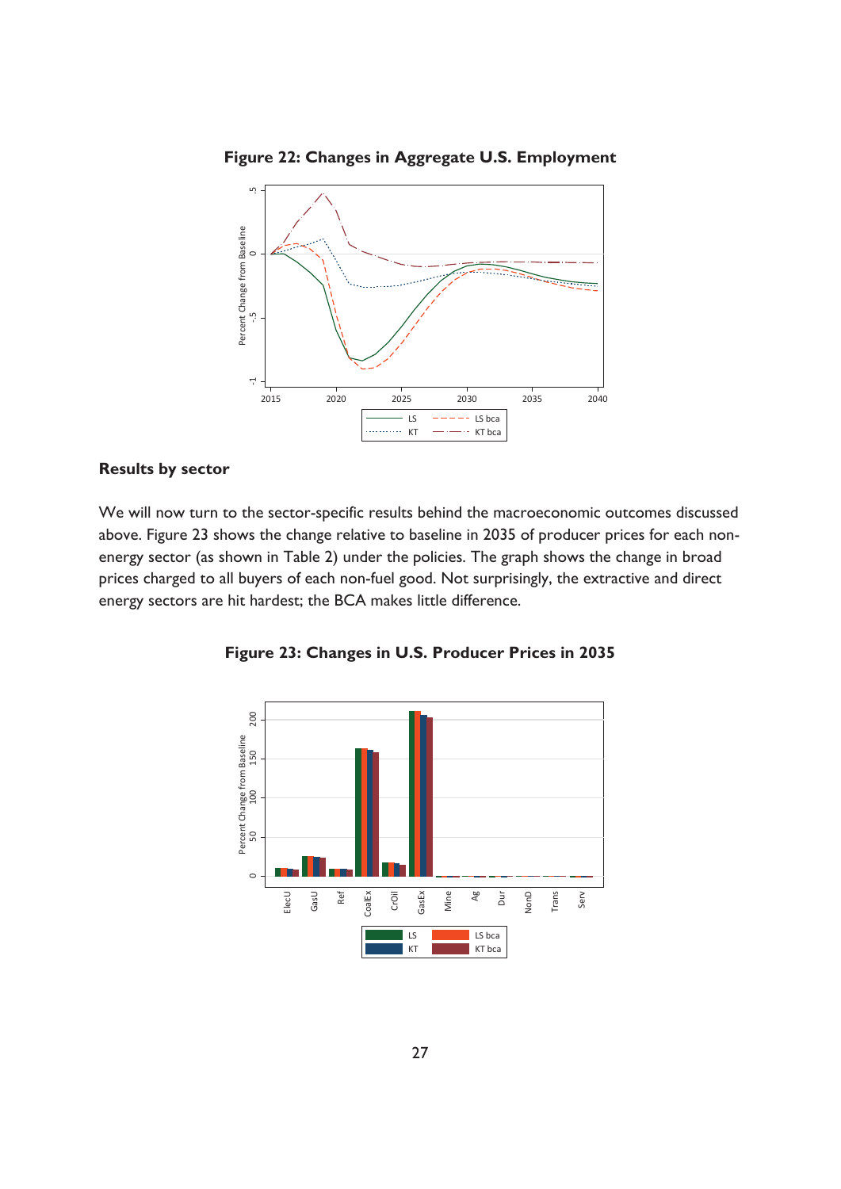**Figure 22: Changes in Aggregate U.S. Employment**

### Results by sector

We will now turn to the sector-specific results behind the macroeconomic outcomes discussed above. Figure 23 shows the change relative to baseline in 2035 of producer prices for each non-energy sector (as shown in Table 2) under the policies. The graph shows the change in broad prices charged to all buyers of each non-fuel good. Not surprisingly, the extractive and direct energy sectors are hit hardest; the BCA makes little difference.

**Figure 23: Changes in U.S. Producer Prices in 2035**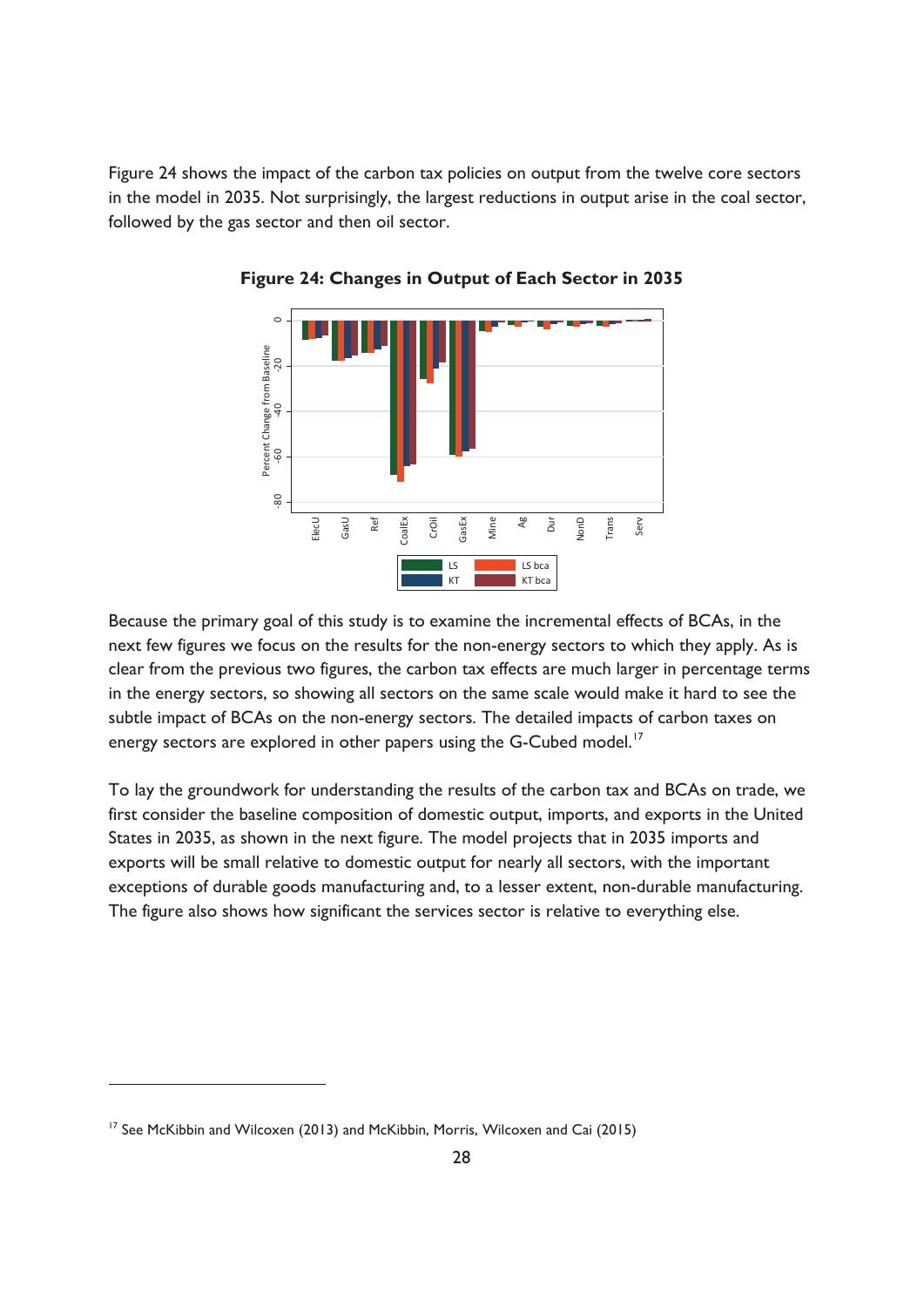Figure 24 shows the impact of the carbon tax policies on output from the twelve core sectors in the model in 2035. Not surprisingly, the largest reductions in output arise in the coal sector, followed by the gas sector and then oil sector.

**Figure 24: Changes in Output of Each Sector in 2035**

Because the primary goal of this study is to examine the incremental effects of BCAs, in the next few figures we focus on the results for the non-energy sectors to which they apply. As is clear from the previous two figures, the carbon tax effects are much larger in percentage terms in the energy sectors, so showing all sectors on the same scale would make it hard to see the subtle impact of BCAs on the non-energy sectors. The detailed impacts of carbon taxes on energy sectors are explored in other papers using the G-Cubed model.[17]

To lay the groundwork for understanding the results of the carbon tax and BCAs on trade, we first consider the baseline composition of domestic output, imports, and exports in the United States in 2035, as shown in the next figure. The model projects that in 2035 imports and exports will be small relative to domestic output for nearly all sectors, with the important exceptions of durable goods manufacturing and, to a lesser extent, non-durable manufacturing. The figure also shows how significant the services sector is relative to everything else.

[17] See McKibbin and Wilcoxen (2013) and McKibbin, Morris, Wilcoxen and Cai (2015)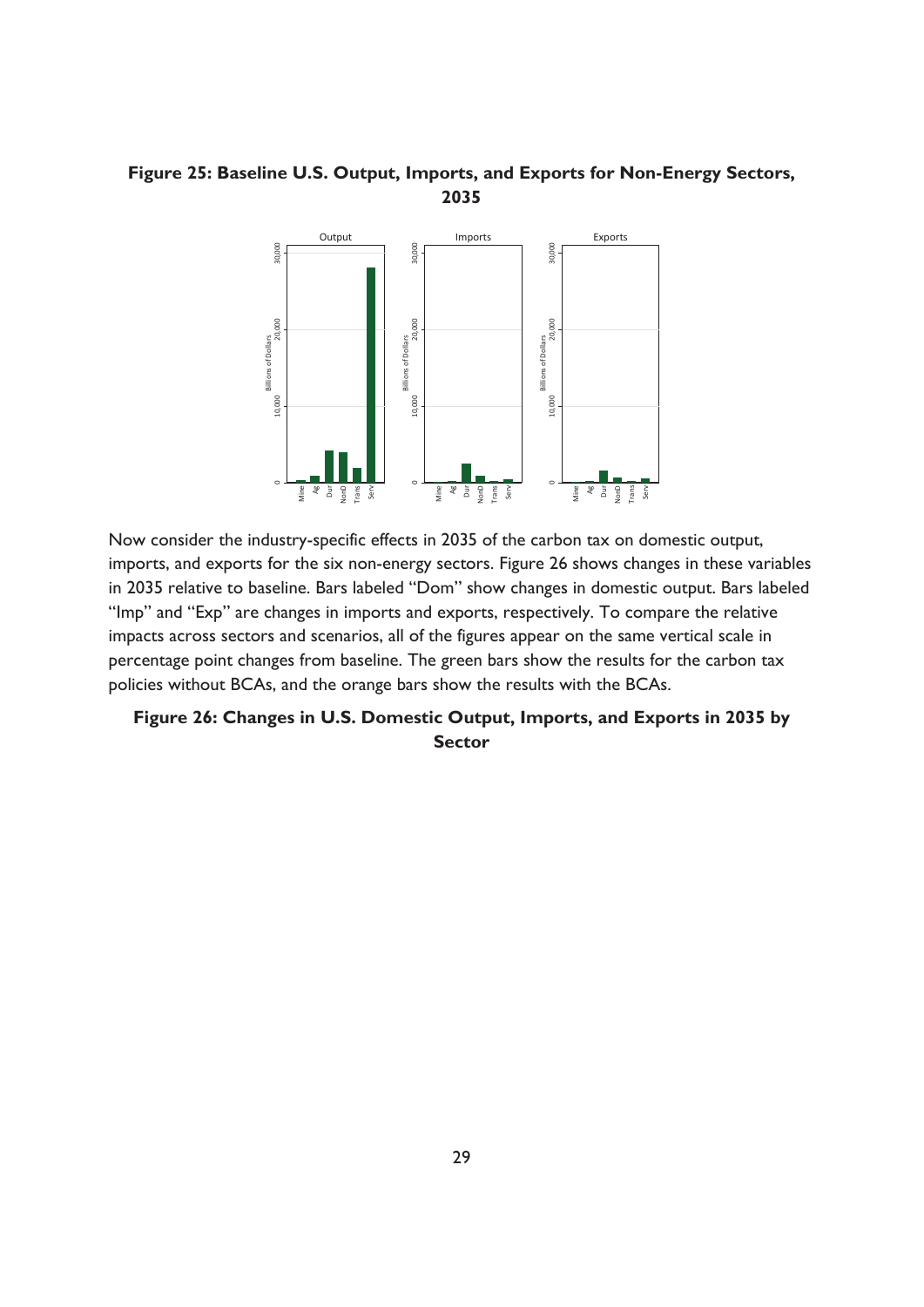**Figure 25: Baseline U.S. Output, Imports, and Exports for Non-Energy Sectors, 2035**

Now consider the industry-specific effects in 2035 of the carbon tax on domestic output, imports, and exports for the six non-energy sectors. Figure 26 shows changes in these variables in 2035 relative to baseline. Bars labeled "Dom" show changes in domestic output. Bars labeled "Imp" and "Exp" are changes in imports and exports, respectively. To compare the relative impacts across sectors and scenarios, all of the figures appear on the same vertical scale in percentage point changes from baseline. The green bars show the results for the carbon tax policies without BCAs, and the orange bars show the results with the BCAs.

**Figure 26: Changes in U.S. Domestic Output, Imports, and Exports in 2035 by Sector**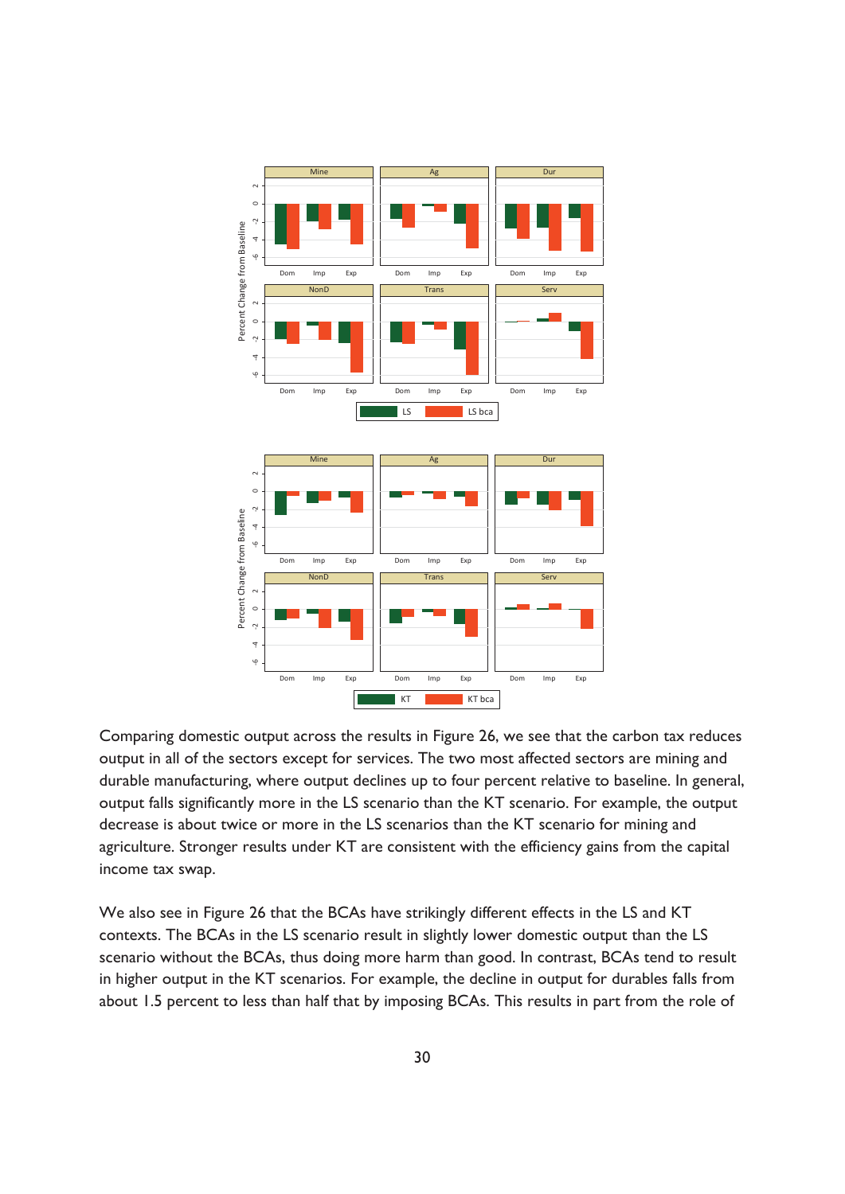Comparing domestic output across the results in Figure 26, we see that the carbon tax reduces output in all of the sectors except for services. The two most affected sectors are mining and durable manufacturing, where output declines up to four percent relative to baseline. In general, output falls significantly more in the LS scenario than the KT scenario. For example, the output decrease is about twice or more in the LS scenarios than the KT scenario for mining and agriculture. Stronger results under KT are consistent with the efficiency gains from the capital income tax swap.

We also see in Figure 26 that the BCAs have strikingly different effects in the LS and KT contexts. The BCAs in the LS scenario result in slightly lower domestic output than the LS scenario without the BCAs, thus doing more harm than good. In contrast, BCAs tend to result in higher output in the KT scenarios. For example, the decline in output for durables falls from about 1.5 percent to less than half that by imposing BCAs. This results in part from the role of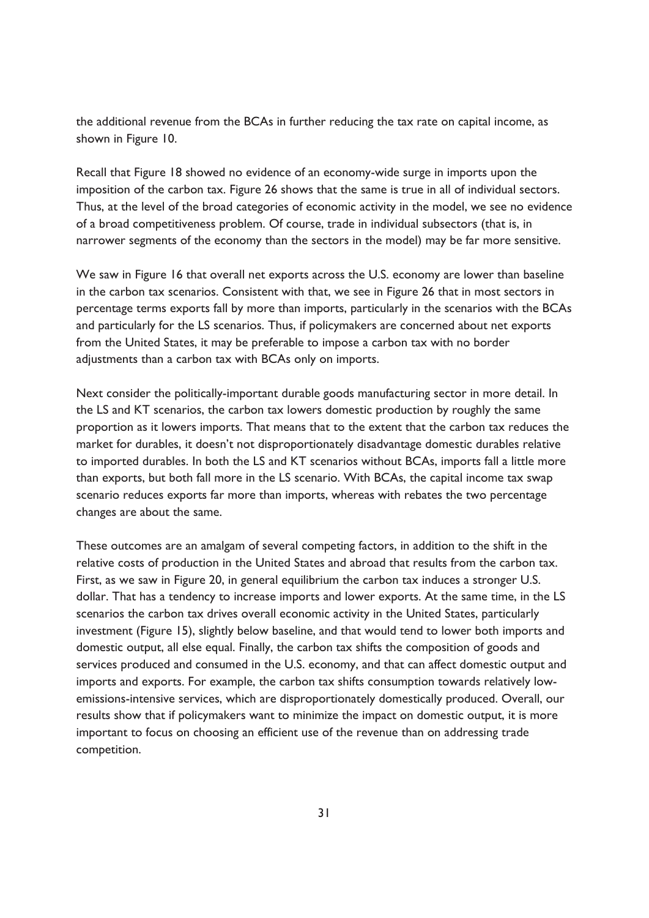the additional revenue from the BCAs in further reducing the tax rate on capital income, as shown in Figure 10.

Recall that Figure 18 showed no evidence of an economy-wide surge in imports upon the imposition of the carbon tax. Figure 26 shows that the same is true in all of individual sectors. Thus, at the level of the broad categories of economic activity in the model, we see no evidence of a broad competitiveness problem. Of course, trade in individual subsectors (that is, in narrower segments of the economy than the sectors in the model) may be far more sensitive.

We saw in Figure 16 that overall net exports across the U.S. economy are lower than baseline in the carbon tax scenarios. Consistent with that, we see in Figure 26 that in most sectors in percentage terms exports fall by more than imports, particularly in the scenarios with the BCAs and particularly for the LS scenarios. Thus, if policymakers are concerned about net exports from the United States, it may be preferable to impose a carbon tax with no border adjustments than a carbon tax with BCAs only on imports.

Next consider the politically-important durable goods manufacturing sector in more detail. In the LS and KT scenarios, the carbon tax lowers domestic production by roughly the same proportion as it lowers imports. That means that to the extent that the carbon tax reduces the market for durables, it doesn't not disproportionately disadvantage domestic durables relative to imported durables. In both the LS and KT scenarios without BCAs, imports fall a little more than exports, but both fall more in the LS scenario. With BCAs, the capital income tax swap scenario reduces exports far more than imports, whereas with rebates the two percentage changes are about the same.

These outcomes are an amalgam of several competing factors, in addition to the shift in the relative costs of production in the United States and abroad that results from the carbon tax. First, as we saw in Figure 20, in general equilibrium the carbon tax induces a stronger U.S. dollar. That has a tendency to increase imports and lower exports. At the same time, in the LS scenarios the carbon tax drives overall economic activity in the United States, particularly investment (Figure 15), slightly below baseline, and that would tend to lower both imports and domestic output, all else equal. Finally, the carbon tax shifts the composition of goods and services produced and consumed in the U.S. economy, and that can affect domestic output and imports and exports. For example, the carbon tax shifts consumption towards relatively low-emissions-intensive services, which are disproportionately domestically produced. Overall, our results show that if policymakers want to minimize the impact on domestic output, it is more important to focus on choosing an efficient use of the revenue than on addressing trade competition.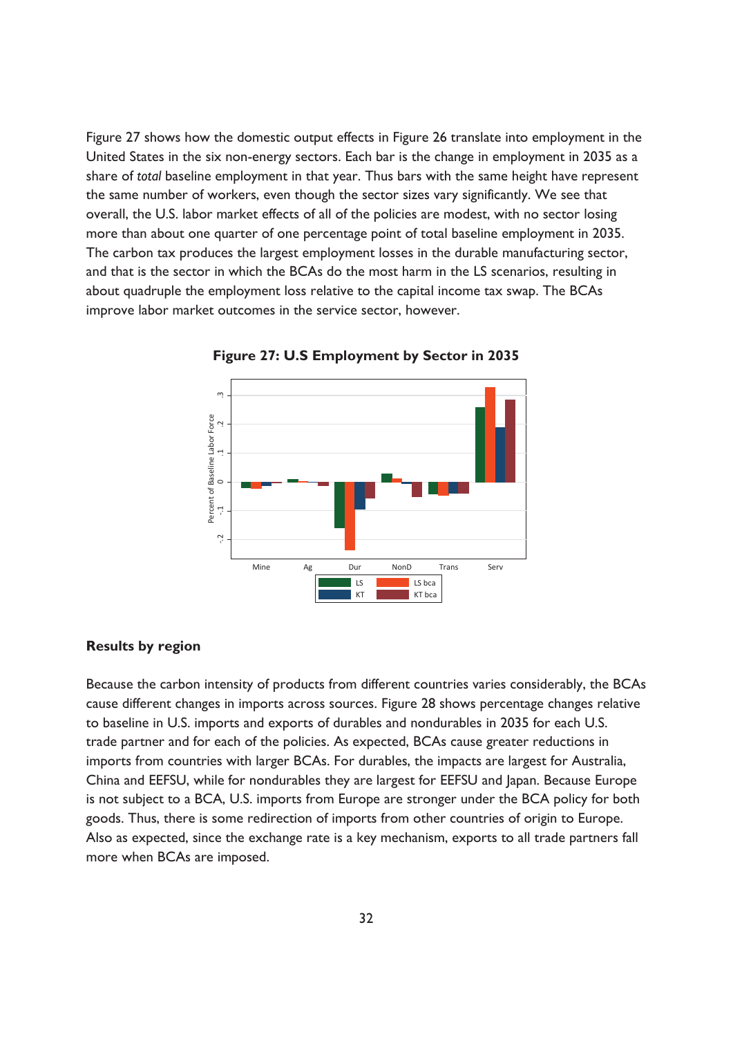Figure 27 shows how the domestic output effects in Figure 26 translate into employment in the United States in the six non-energy sectors. Each bar is the change in employment in 2035 as a share of *total* baseline employment in that year. Thus bars with the same height have represent the same number of workers, even though the sector sizes vary significantly. We see that overall, the U.S. labor market effects of all of the policies are modest, with no sector losing more than about one quarter of one percentage point of total baseline employment in 2035. The carbon tax produces the largest employment losses in the durable manufacturing sector, and that is the sector in which the BCAs do the most harm in the LS scenarios, resulting in about quadruple the employment loss relative to the capital income tax swap. The BCAs improve labor market outcomes in the service sector, however.

**Figure 27: U.S Employment by Sector in 2035**

### Results by region

Because the carbon intensity of products from different countries varies considerably, the BCAs cause different changes in imports across sources. Figure 28 shows percentage changes relative to baseline in U.S. imports and exports of durables and nondurables in 2035 for each U.S. trade partner and for each of the policies. As expected, BCAs cause greater reductions in imports from countries with larger BCAs. For durables, the impacts are largest for Australia, China and EEFSU, while for nondurables they are largest for EEFSU and Japan. Because Europe is not subject to a BCA, U.S. imports from Europe are stronger under the BCA policy for both goods. Thus, there is some redirection of imports from other countries of origin to Europe. Also as expected, since the exchange rate is a key mechanism, exports to all trade partners fall more when BCAs are imposed.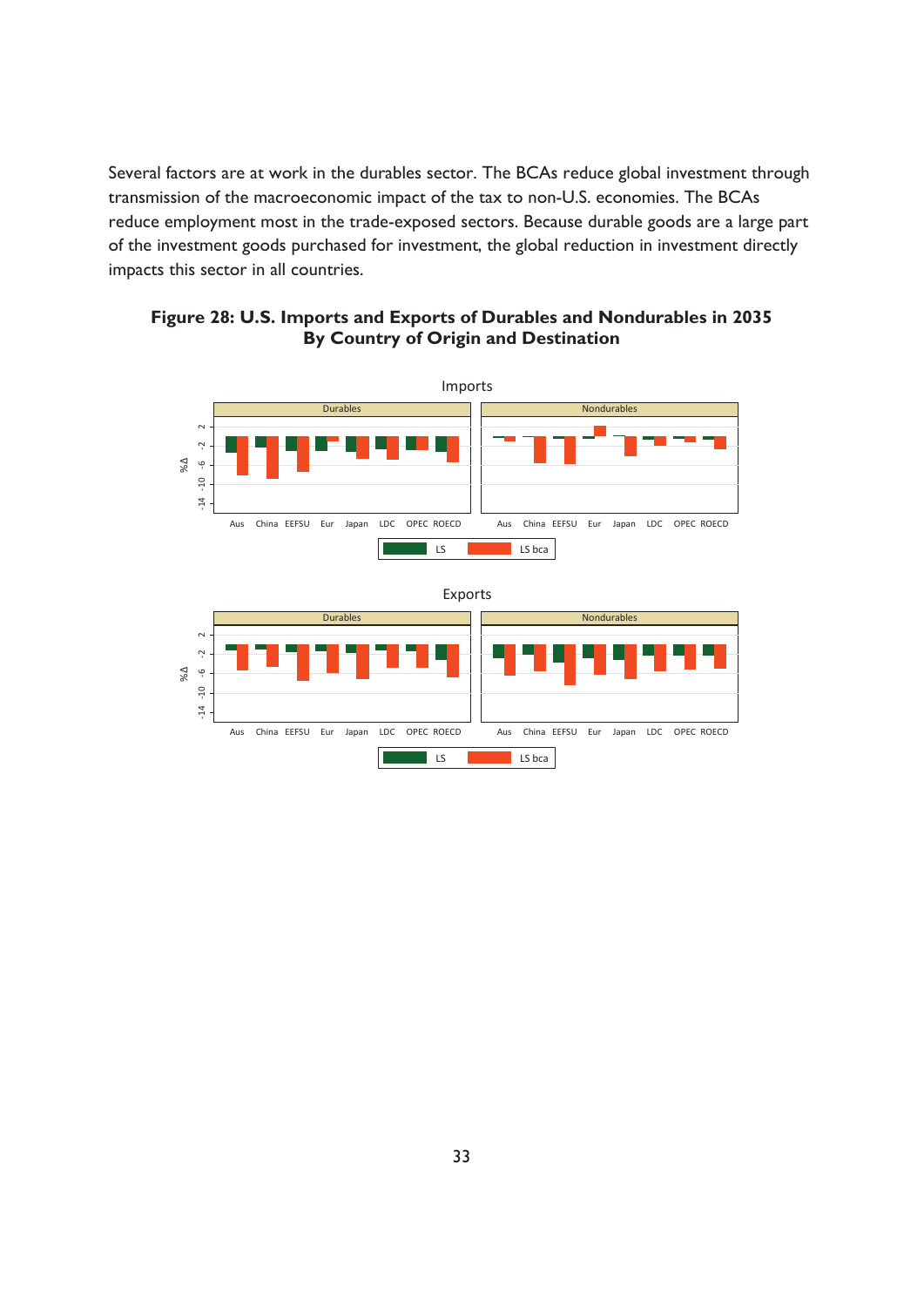Several factors are at work in the durables sector. The BCAs reduce global investment through transmission of the macroeconomic impact of the tax to non-U.S. economies. The BCAs reduce employment most in the trade-exposed sectors. Because durable goods are a large part of the investment goods purchased for investment, the global reduction in investment directly impacts this sector in all countries.

**Figure 28: U.S. Imports and Exports of Durables and Nondurables in 2035 By Country of Origin and Destination**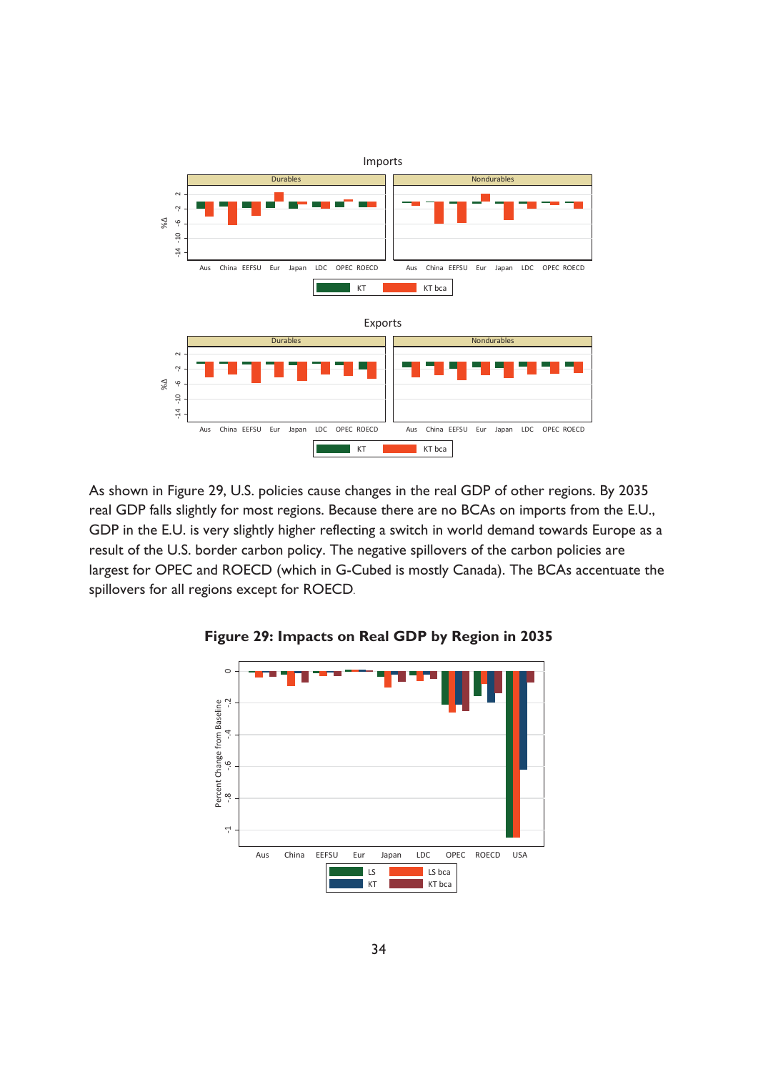As shown in Figure 29, U.S. policies cause changes in the real GDP of other regions. By 2035 real GDP falls slightly for most regions. Because there are no BCAs on imports from the E.U., GDP in the E.U. is very slightly higher reflecting a switch in world demand towards Europe as a result of the U.S. border carbon policy. The negative spillovers of the carbon policies are largest for OPEC and ROECD (which in G-Cubed is mostly Canada). The BCAs accentuate the spillovers for all regions except for ROECD.

**Figure 29: Impacts on Real GDP by Region in 2035**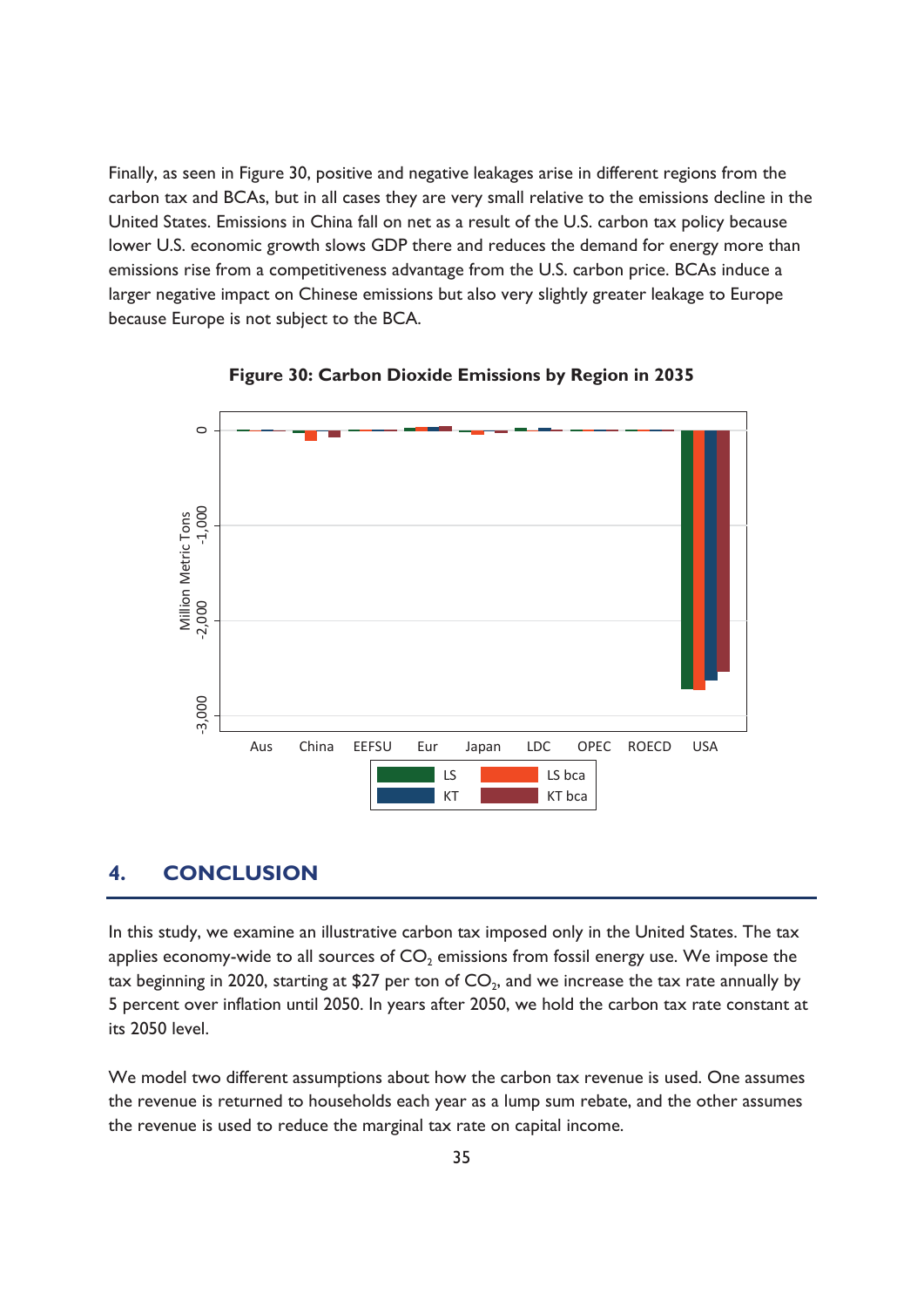Finally, as seen in Figure 30, positive and negative leakages arise in different regions from the carbon tax and BCAs, but in all cases they are very small relative to the emissions decline in the United States. Emissions in China fall on net as a result of the U.S. carbon tax policy because lower U.S. economic growth slows GDP there and reduces the demand for energy more than emissions rise from a competitiveness advantage from the U.S. carbon price. BCAs induce a larger negative impact on Chinese emissions but also very slightly greater leakage to Europe because Europe is not subject to the BCA.

**Figure 30: Carbon Dioxide Emissions by Region in 2035**

## 4. CONCLUSION

In this study, we examine an illustrative carbon tax imposed only in the United States. The tax applies economy-wide to all sources of $CO_2$ emissions from fossil energy use. We impose the tax beginning in 2020, starting at $27 per ton of $CO_2$, and we increase the tax rate annually by 5 percent over inflation until 2050. In years after 2050, we hold the carbon tax rate constant at its 2050 level.

We model two different assumptions about how the carbon tax revenue is used. One assumes the revenue is returned to households each year as a lump sum rebate, and the other assumes the revenue is used to reduce the marginal tax rate on capital income.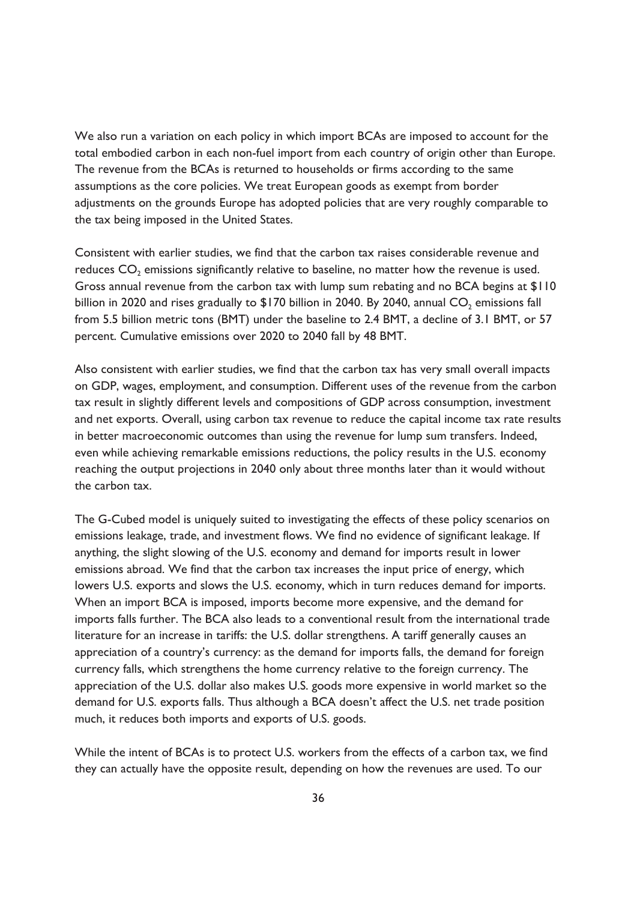We also run a variation on each policy in which import BCAs are imposed to account for the total embodied carbon in each non-fuel import from each country of origin other than Europe. The revenue from the BCAs is returned to households or firms according to the same assumptions as the core policies. We treat European goods as exempt from border adjustments on the grounds Europe has adopted policies that are very roughly comparable to the tax being imposed in the United States.

Consistent with earlier studies, we find that the carbon tax raises considerable revenue and reduces $CO_2$ emissions significantly relative to baseline, no matter how the revenue is used. Gross annual revenue from the carbon tax with lump sum rebating and no BCA begins at $110 billion in 2020 and rises gradually to $170 billion in 2040. By 2040, annual $CO_2$ emissions fall from 5.5 billion metric tons (BMT) under the baseline to 2.4 BMT, a decline of 3.1 BMT, or 57 percent. Cumulative emissions over 2020 to 2040 fall by 48 BMT.

Also consistent with earlier studies, we find that the carbon tax has very small overall impacts on GDP, wages, employment, and consumption. Different uses of the revenue from the carbon tax result in slightly different levels and compositions of GDP across consumption, investment and net exports. Overall, using carbon tax revenue to reduce the capital income tax rate results in better macroeconomic outcomes than using the revenue for lump sum transfers. Indeed, even while achieving remarkable emissions reductions, the policy results in the U.S. economy reaching the output projections in 2040 only about three months later than it would without the carbon tax.

The G-Cubed model is uniquely suited to investigating the effects of these policy scenarios on emissions leakage, trade, and investment flows. We find no evidence of significant leakage. If anything, the slight slowing of the U.S. economy and demand for imports result in lower emissions abroad. We find that the carbon tax increases the input price of energy, which lowers U.S. exports and slows the U.S. economy, which in turn reduces demand for imports. When an import BCA is imposed, imports become more expensive, and the demand for imports falls further. The BCA also leads to a conventional result from the international trade literature for an increase in tariffs: the U.S. dollar strengthens. A tariff generally causes an appreciation of a country's currency: as the demand for imports falls, the demand for foreign currency falls, which strengthens the home currency relative to the foreign currency. The appreciation of the U.S. dollar also makes U.S. goods more expensive in world market so the demand for U.S. exports falls. Thus although a BCA doesn't affect the U.S. net trade position much, it reduces both imports and exports of U.S. goods.

While the intent of BCAs is to protect U.S. workers from the effects of a carbon tax, we find they can actually have the opposite result, depending on how the revenues are used. To our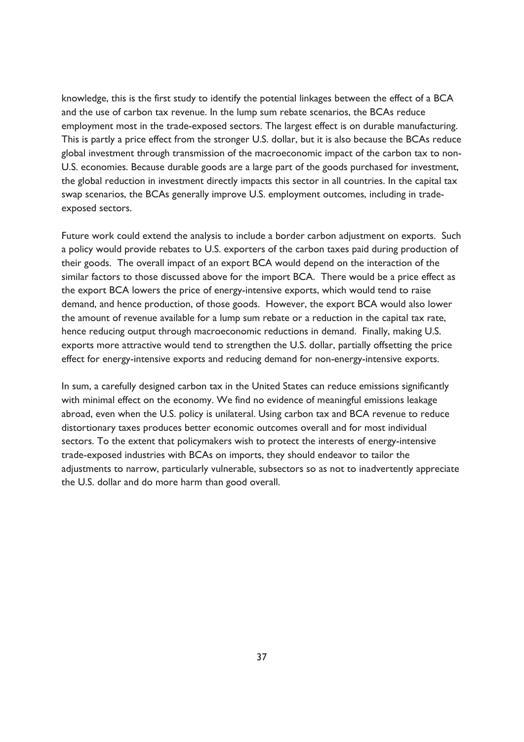knowledge, this is the first study to identify the potential linkages between the effect of a BCA and the use of carbon tax revenue. In the lump sum rebate scenarios, the BCAs reduce employment most in the trade-exposed sectors. The largest effect is on durable manufacturing. This is partly a price effect from the stronger U.S. dollar, but it is also because the BCAs reduce global investment through transmission of the macroeconomic impact of the carbon tax to non-U.S. economies. Because durable goods are a large part of the goods purchased for investment, the global reduction in investment directly impacts this sector in all countries. In the capital tax swap scenarios, the BCAs generally improve U.S. employment outcomes, including in trade-exposed sectors.

Future work could extend the analysis to include a border carbon adjustment on exports. Such a policy would provide rebates to U.S. exporters of the carbon taxes paid during production of their goods. The overall impact of an export BCA would depend on the interaction of the similar factors to those discussed above for the import BCA. There would be a price effect as the export BCA lowers the price of energy-intensive exports, which would tend to raise demand, and hence production, of those goods. However, the export BCA would also lower the amount of revenue available for a lump sum rebate or a reduction in the capital tax rate, hence reducing output through macroeconomic reductions in demand. Finally, making U.S. exports more attractive would tend to strengthen the U.S. dollar, partially offsetting the price effect for energy-intensive exports and reducing demand for non-energy-intensive exports.

In sum, a carefully designed carbon tax in the United States can reduce emissions significantly with minimal effect on the economy. We find no evidence of meaningful emissions leakage abroad, even when the U.S. policy is unilateral. Using carbon tax and BCA revenue to reduce distortionary taxes produces better economic outcomes overall and for most individual sectors. To the extent that policymakers wish to protect the interests of energy-intensive trade-exposed industries with BCAs on imports, they should endeavor to tailor the adjustments to narrow, particularly vulnerable, subsectors so as not to inadvertently appreciate the U.S. dollar and do more harm than good overall.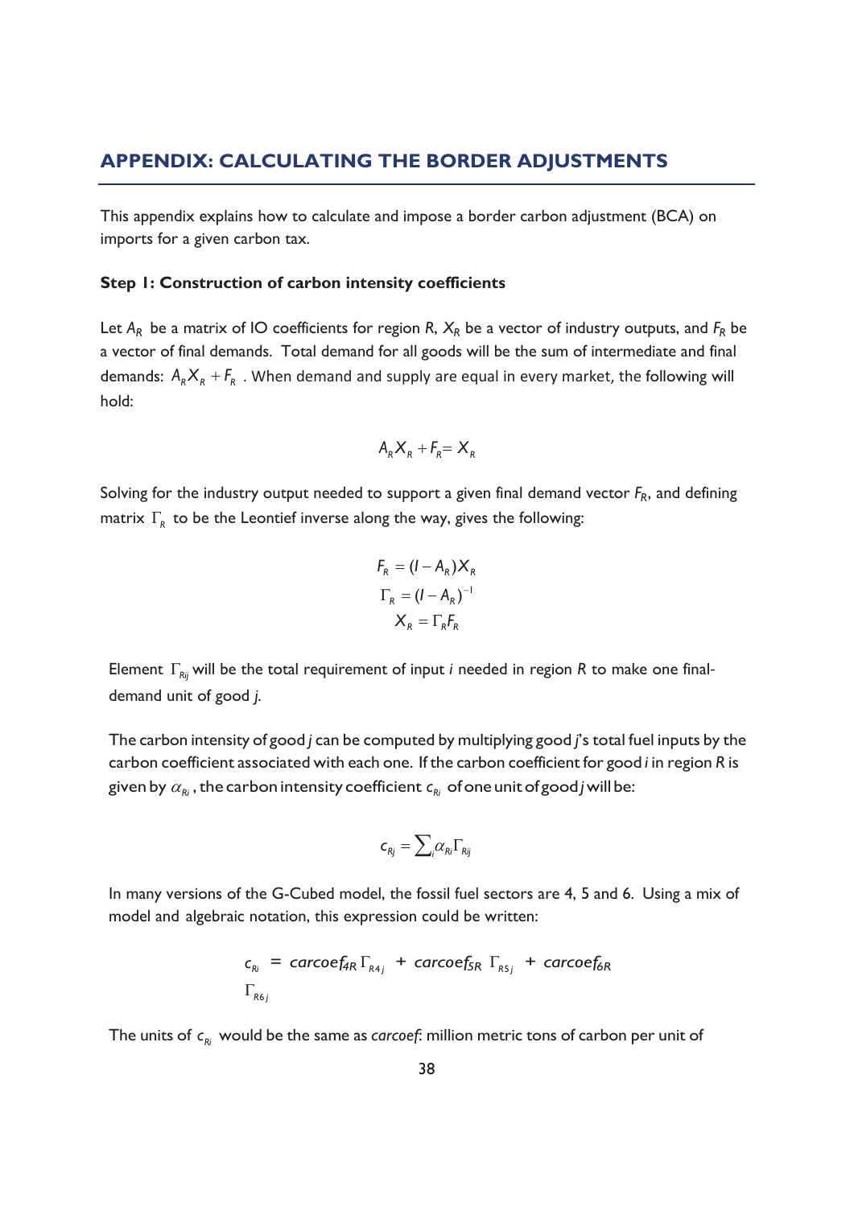## APPENDIX: CALCULATING THE BORDER ADJUSTMENTS

This appendix explains how to calculate and impose a border carbon adjustment (BCA) on imports for a given carbon tax.

**Step 1: Construction of carbon intensity coefficients**

Let $A_R$ be a matrix of IO coefficients for region $R$, $X_R$ be a vector of industry outputs, and $F_R$ be a vector of final demands. Total demand for all goods will be the sum of intermediate and final demands: $A_R X_R + F_R$ . When demand and supply are equal in every market, the following will hold:

$$A_R X_R + F_R = X_R$$

Solving for the industry output needed to support a given final demand vector $F_R$, and defining matrix $\Gamma_R$ to be the Leontief inverse along the way, gives the following:

$$F_R = (I - A_R)X_R$$
$$\Gamma_R = (I - A_R)^{-1}$$
$$X_R = \Gamma_R F_R$$

Element $\Gamma_{Rij}$ will be the total requirement of input $i$ needed in region $R$ to make one final-demand unit of good $j$.

The carbon intensity of good $j$ can be computed by multiplying good $j$'s total fuel inputs by the carbon coefficient associated with each one. If the carbon coefficient for good $i$ in region $R$ is given by $\alpha_{Ri}$, the carbon intensity coefficient $c_{Ri}$ of one unit of good $j$ will be:

$$c_{Rj} = \sum_i \alpha_{Ri} \Gamma_{Rij}$$

In many versions of the G-Cubed model, the fossil fuel sectors are 4, 5 and 6. Using a mix of model and algebraic notation, this expression could be written:

$$c_{Ri} = carcoef_{4R}\, \Gamma_{R4j} + carcoef_{5R}\, \Gamma_{R5j} + carcoef_{6R}\, \Gamma_{R6j}$$

The units of $c_{Ri}$ would be the same as *carcoef*: million metric tons of carbon per unit of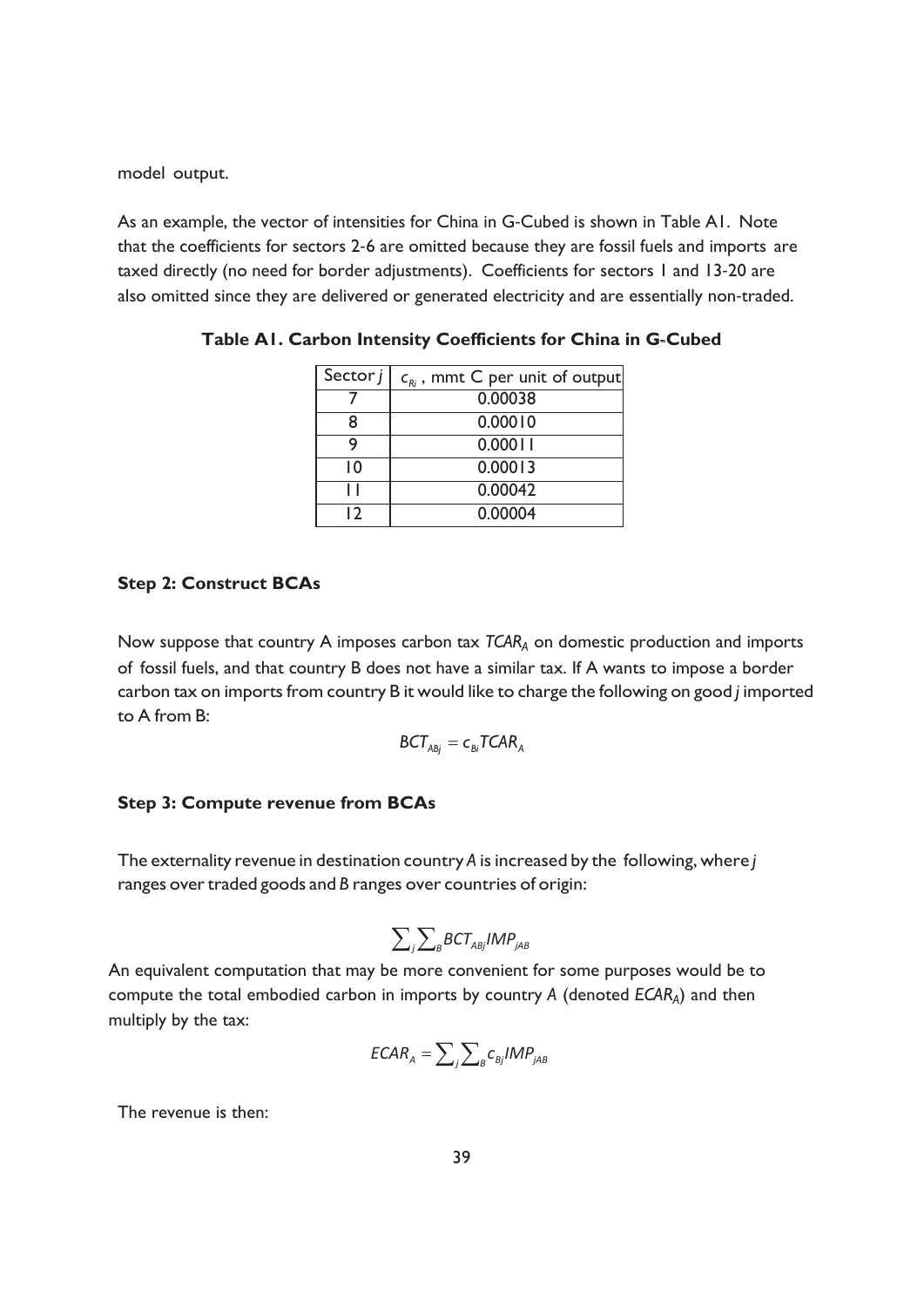model output.

As an example, the vector of intensities for China in G-Cubed is shown in Table A1. Note that the coefficients for sectors 2-6 are omitted because they are fossil fuels and imports are taxed directly (no need for border adjustments). Coefficients for sectors 1 and 13-20 are also omitted since they are delivered or generated electricity and are essentially non-traded.

**Table A1. Carbon Intensity Coefficients for China in G-Cubed**

| Sector *j* | $c_{Ri}$ , mmt C per unit of output |
|---|---|
| 7 | 0.00038 |
| 8 | 0.00010 |
| 9 | 0.00011 |
| 10 | 0.00013 |
| 11 | 0.00042 |
| 12 | 0.00004 |

**Step 2: Construct BCAs**

Now suppose that country A imposes carbon tax $TCAR_A$ on domestic production and imports of fossil fuels, and that country B does not have a similar tax. If A wants to impose a border carbon tax on imports from country B it would like to charge the following on good *j* imported to A from B:

$$BCT_{ABj} = c_{Bi} TCAR_A$$

**Step 3: Compute revenue from BCAs**

The externality revenue in destination country *A* is increased by the following, where *j* ranges over traded goods and *B* ranges over countries of origin:

$$\sum_j \sum_B BCT_{ABj} IMP_{jAB}$$

An equivalent computation that may be more convenient for some purposes would be to compute the total embodied carbon in imports by country *A* (denoted $ECAR_A$) and then multiply by the tax:

$$ECAR_A = \sum_j \sum_B c_{Bj} IMP_{jAB}$$

The revenue is then: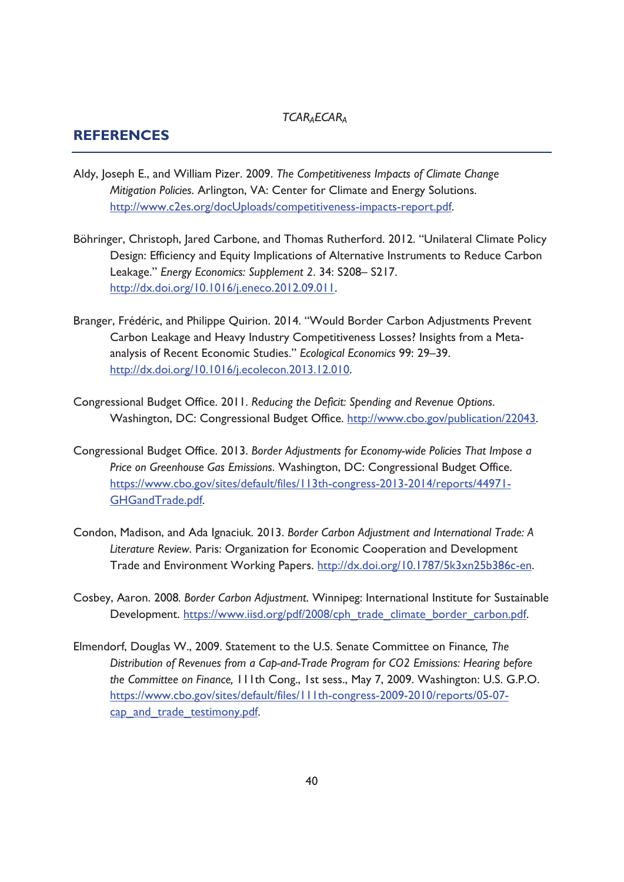## REFERENCES

Aldy, Joseph E., and William Pizer. 2009. *The Competitiveness Impacts of Climate Change Mitigation Policies*. Arlington, VA: Center for Climate and Energy Solutions. http://www.c2es.org/docUploads/competitiveness-impacts-report.pdf.

Böhringer, Christoph, Jared Carbone, and Thomas Rutherford. 2012. "Unilateral Climate Policy Design: Efficiency and Equity Implications of Alternative Instruments to Reduce Carbon Leakage." *Energy Economics: Supplement 2*. 34: S208– S217. http://dx.doi.org/10.1016/j.eneco.2012.09.011.

Branger, Frédéric, and Philippe Quirion. 2014. "Would Border Carbon Adjustments Prevent Carbon Leakage and Heavy Industry Competitiveness Losses? Insights from a Meta-analysis of Recent Economic Studies." *Ecological Economics* 99: 29–39. http://dx.doi.org/10.1016/j.ecolecon.2013.12.010.

Congressional Budget Office. 2011. *Reducing the Deficit: Spending and Revenue Options*. Washington, DC: Congressional Budget Office. http://www.cbo.gov/publication/22043.

Congressional Budget Office. 2013. *Border Adjustments for Economy-wide Policies That Impose a Price on Greenhouse Gas Emissions*. Washington, DC: Congressional Budget Office. https://www.cbo.gov/sites/default/files/113th-congress-2013-2014/reports/44971-GHGandTrade.pdf.

Condon, Madison, and Ada Ignaciuk. 2013. *Border Carbon Adjustment and International Trade: A Literature Review*. Paris: Organization for Economic Cooperation and Development Trade and Environment Working Papers. http://dx.doi.org/10.1787/5k3xn25b386c-en.

Cosbey, Aaron. 2008. *Border Carbon Adjustment*. Winnipeg: International Institute for Sustainable Development. https://www.iisd.org/pdf/2008/cph_trade_climate_border_carbon.pdf.

Elmendorf, Douglas W., 2009. Statement to the U.S. Senate Committee on Finance, *The Distribution of Revenues from a Cap-and-Trade Program for CO2 Emissions: Hearing before the Committee on Finance,* 111th Cong., 1st sess., May 7, 2009. Washington: U.S. G.P.O. https://www.cbo.gov/sites/default/files/111th-congress-2009-2010/reports/05-07-cap_and_trade_testimony.pdf.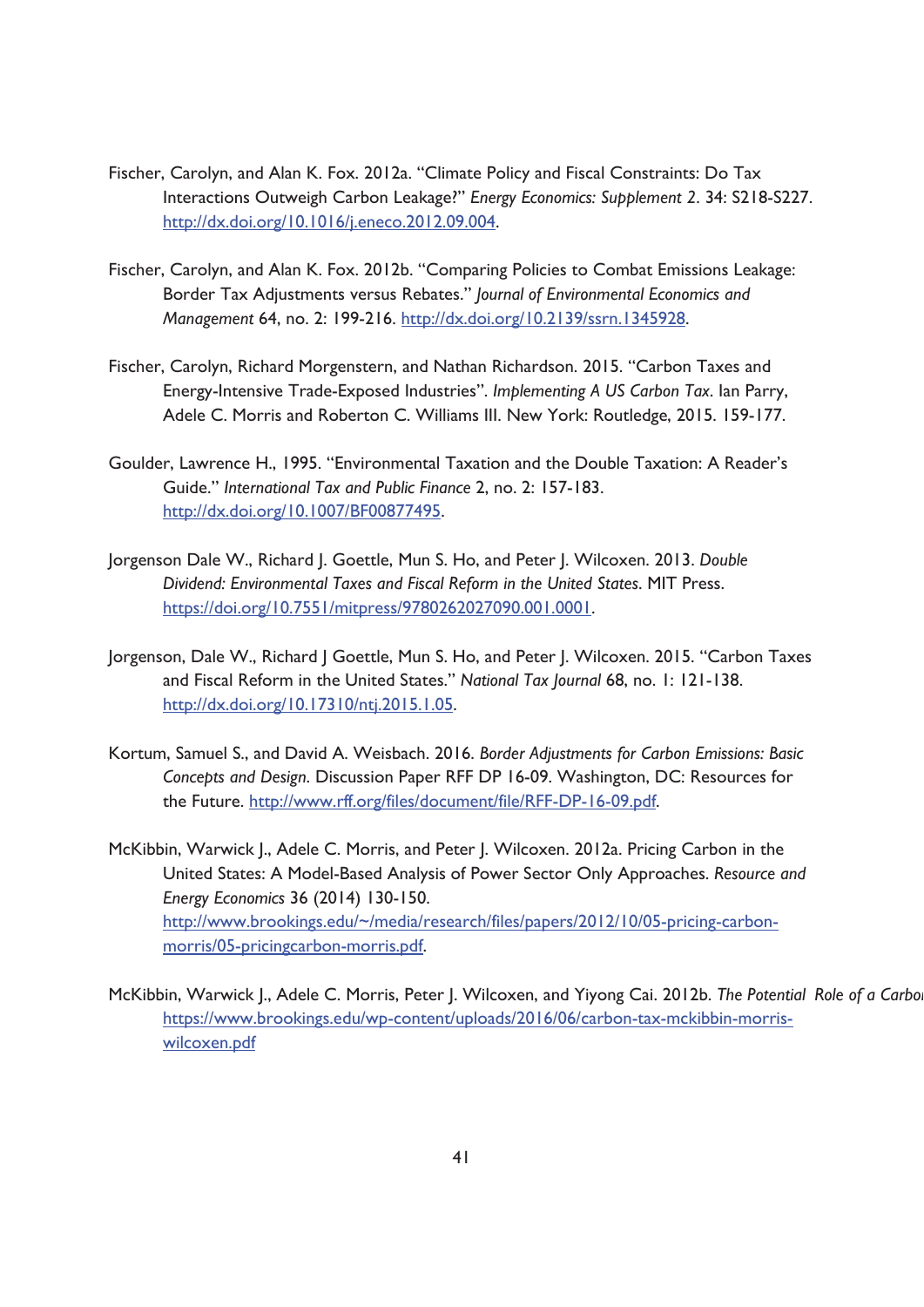Fischer, Carolyn, and Alan K. Fox. 2012a. "Climate Policy and Fiscal Constraints: Do Tax Interactions Outweigh Carbon Leakage?" *Energy Economics: Supplement 2*. 34: S218-S227. http://dx.doi.org/10.1016/j.eneco.2012.09.004.

Fischer, Carolyn, and Alan K. Fox. 2012b. "Comparing Policies to Combat Emissions Leakage: Border Tax Adjustments versus Rebates." *Journal of Environmental Economics and Management* 64, no. 2: 199-216. http://dx.doi.org/10.2139/ssrn.1345928.

Fischer, Carolyn, Richard Morgenstern, and Nathan Richardson. 2015. "Carbon Taxes and Energy-Intensive Trade-Exposed Industries". *Implementing A US Carbon Tax*. Ian Parry, Adele C. Morris and Roberton C. Williams III. New York: Routledge, 2015. 159-177.

Goulder, Lawrence H., 1995. "Environmental Taxation and the Double Taxation: A Reader's Guide." *International Tax and Public Finance* 2, no. 2: 157-183. http://dx.doi.org/10.1007/BF00877495.

Jorgenson Dale W., Richard J. Goettle, Mun S. Ho, and Peter J. Wilcoxen. 2013. *Double Dividend: Environmental Taxes and Fiscal Reform in the United States*. MIT Press. https://doi.org/10.7551/mitpress/9780262027090.001.0001.

Jorgenson, Dale W., Richard J Goettle, Mun S. Ho, and Peter J. Wilcoxen. 2015. "Carbon Taxes and Fiscal Reform in the United States." *National Tax Journal* 68, no. 1: 121-138. http://dx.doi.org/10.17310/ntj.2015.1.05.

Kortum, Samuel S., and David A. Weisbach. 2016. *Border Adjustments for Carbon Emissions: Basic Concepts and Design*. Discussion Paper RFF DP 16-09. Washington, DC: Resources for the Future. http://www.rff.org/files/document/file/RFF-DP-16-09.pdf.

McKibbin, Warwick J., Adele C. Morris, and Peter J. Wilcoxen. 2012a. Pricing Carbon in the United States: A Model-Based Analysis of Power Sector Only Approaches. *Resource and Energy Economics* 36 (2014) 130-150. http://www.brookings.edu/~/media/research/files/papers/2012/10/05-pricing-carbon-morris/05-pricingcarbon-morris.pdf.

McKibbin, Warwick J., Adele C. Morris, Peter J. Wilcoxen, and Yiyong Cai. 2012b. *The Potential Role of a Carbo* https://www.brookings.edu/wp-content/uploads/2016/06/carbon-tax-mckibbin-morris-wilcoxen.pdf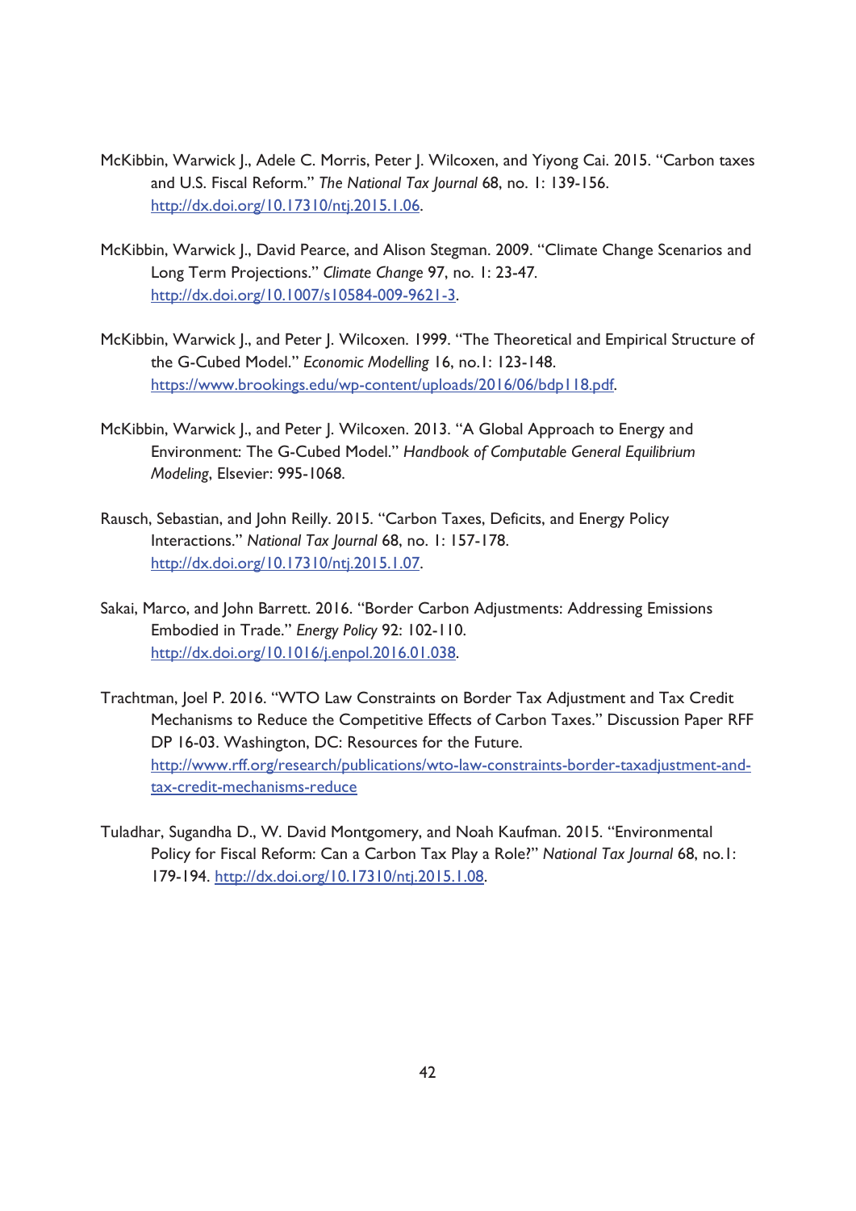McKibbin, Warwick J., Adele C. Morris, Peter J. Wilcoxen, and Yiyong Cai. 2015. "Carbon taxes and U.S. Fiscal Reform." *The National Tax Journal* 68, no. 1: 139-156. http://dx.doi.org/10.17310/ntj.2015.1.06.

McKibbin, Warwick J., David Pearce, and Alison Stegman. 2009. "Climate Change Scenarios and Long Term Projections." *Climate Change* 97, no. 1: 23-47. http://dx.doi.org/10.1007/s10584-009-9621-3.

McKibbin, Warwick J., and Peter J. Wilcoxen. 1999. "The Theoretical and Empirical Structure of the G-Cubed Model." *Economic Modelling* 16, no.1: 123-148. https://www.brookings.edu/wp-content/uploads/2016/06/bdp118.pdf.

McKibbin, Warwick J., and Peter J. Wilcoxen. 2013. "A Global Approach to Energy and Environment: The G-Cubed Model." *Handbook of Computable General Equilibrium Modeling*, Elsevier: 995-1068.

Rausch, Sebastian, and John Reilly. 2015. "Carbon Taxes, Deficits, and Energy Policy Interactions." *National Tax Journal* 68, no. 1: 157-178. http://dx.doi.org/10.17310/ntj.2015.1.07.

Sakai, Marco, and John Barrett. 2016. "Border Carbon Adjustments: Addressing Emissions Embodied in Trade." *Energy Policy* 92: 102-110. http://dx.doi.org/10.1016/j.enpol.2016.01.038.

Trachtman, Joel P. 2016. "WTO Law Constraints on Border Tax Adjustment and Tax Credit Mechanisms to Reduce the Competitive Effects of Carbon Taxes." Discussion Paper RFF DP 16-03. Washington, DC: Resources for the Future. http://www.rff.org/research/publications/wto-law-constraints-border-taxadjustment-and-tax-credit-mechanisms-reduce

Tuladhar, Sugandha D., W. David Montgomery, and Noah Kaufman. 2015. "Environmental Policy for Fiscal Reform: Can a Carbon Tax Play a Role?" *National Tax Journal* 68, no.1: 179-194. http://dx.doi.org/10.17310/ntj.2015.1.08.